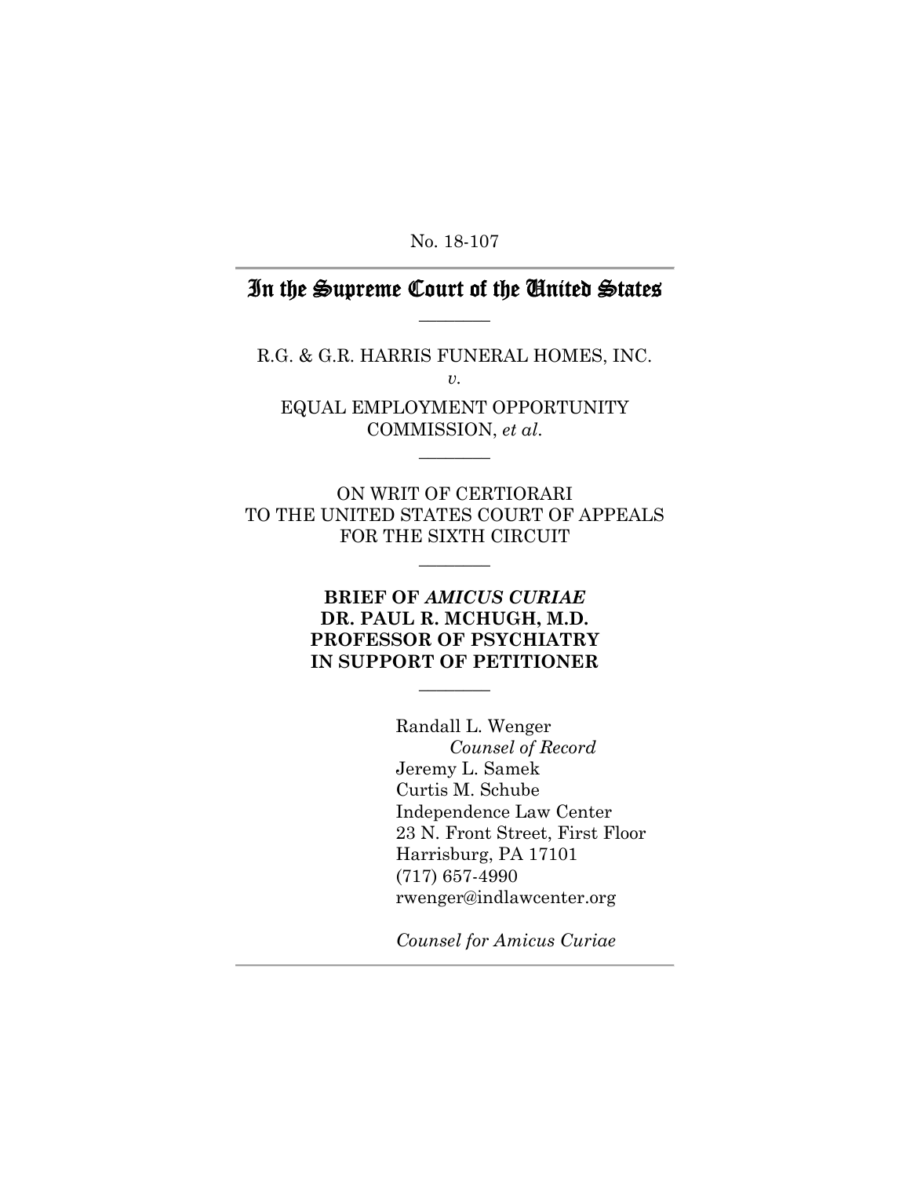No. 18-107

# In the Supreme Court of the United States

________

R.G. & G.R. HARRIS FUNERAL HOMES, INC.

*v.*

EQUAL EMPLOYMENT OPPORTUNITY COMMISSION, *et al.*

________

ON WRIT OF CERTIORARI
TO THE UNITED STATES COURT OF APPEALS
FOR THE SIXTH CIRCUIT

________

**BRIEF OF *AMICUS CURIAE***
**DR. PAUL R. MCHUGH, M.D.**
**PROFESSOR OF PSYCHIATRY**
**IN SUPPORT OF PETITIONER**

________

Randall L. Wenger
*Counsel of Record*
Jeremy L. Samek
Curtis M. Schube
Independence Law Center
23 N. Front Street, First Floor
Harrisburg, PA 17101
(717) 657-4990
rwenger@indlawcenter.org

*Counsel for Amicus Curiae*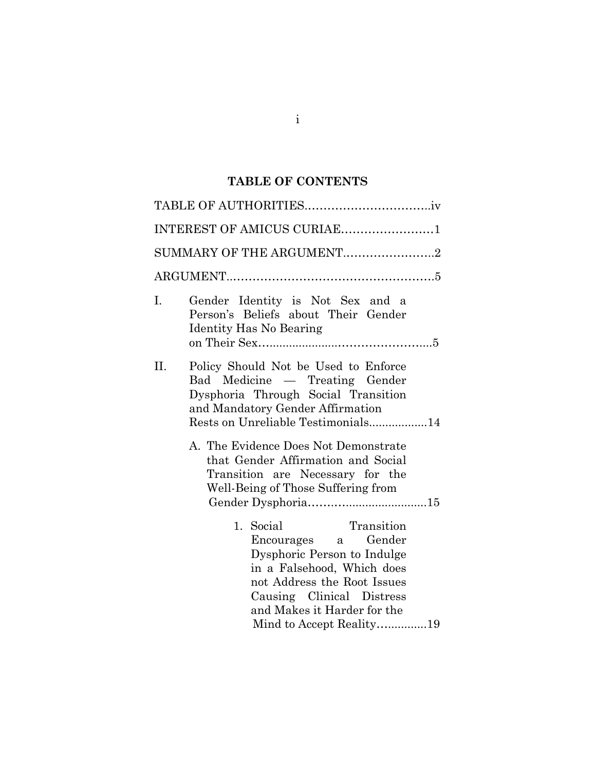## TABLE OF CONTENTS

TABLE OF AUTHORITIES.................................iv

INTEREST OF AMICUS CURIAE........................1

SUMMARY OF THE ARGUMENT........................2

ARGUMENT.....................................................5

I. Gender Identity is Not Sex and a Person's Beliefs about Their Gender Identity Has No Bearing on Their Sex..............................................5

II. Policy Should Not be Used to Enforce Bad Medicine — Treating Gender Dysphoria Through Social Transition and Mandatory Gender Affirmation Rests on Unreliable Testimonials..................14

   A. The Evidence Does Not Demonstrate that Gender Affirmation and Social Transition are Necessary for the Well-Being of Those Suffering from Gender Dysphoria...................................15

      1. Social Transition Encourages a Gender Dysphoric Person to Indulge in a Falsehood, Which does not Address the Root Issues Causing Clinical Distress and Makes it Harder for the Mind to Accept Reality..............19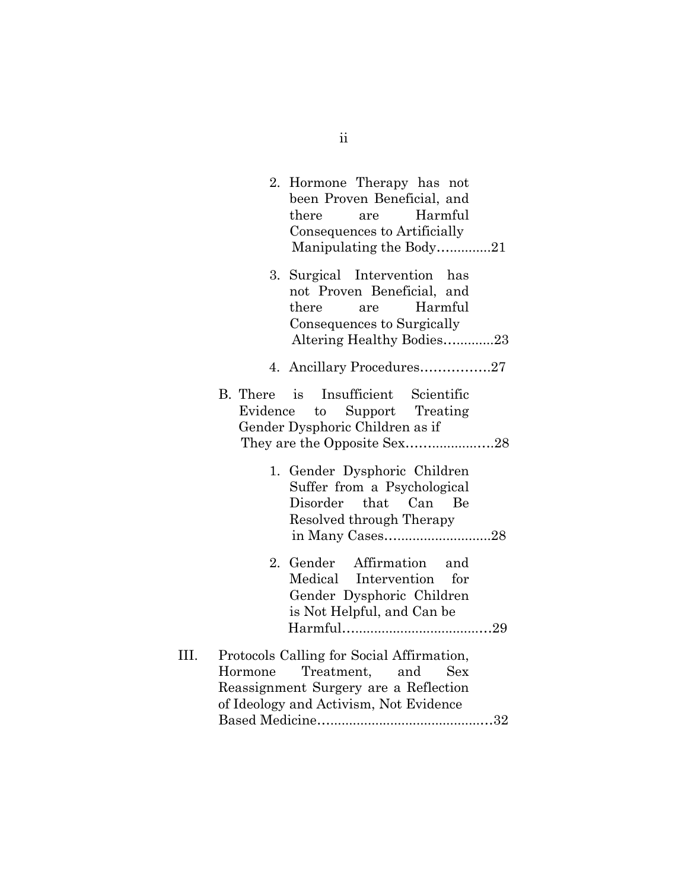2. Hormone Therapy has not been Proven Beneficial, and there are Harmful Consequences to Artificially Manipulating the Body.............21

3. Surgical Intervention has not Proven Beneficial, and there are Harmful Consequences to Surgically Altering Healthy Bodies............23

4. Ancillary Procedures................27

B. There is Insufficient Scientific Evidence to Support Treating Gender Dysphoric Children as if They are the Opposite Sex.....................28

1. Gender Dysphoric Children Suffer from a Psychological Disorder that Can Be Resolved through Therapy in Many Cases...........................28

2. Gender Affirmation and Medical Intervention for Gender Dysphoric Children is Not Helpful, and Can be Harmful......................................29

III. Protocols Calling for Social Affirmation, Hormone Treatment, and Sex Reassignment Surgery are a Reflection of Ideology and Activism, Not Evidence Based Medicine.............................................32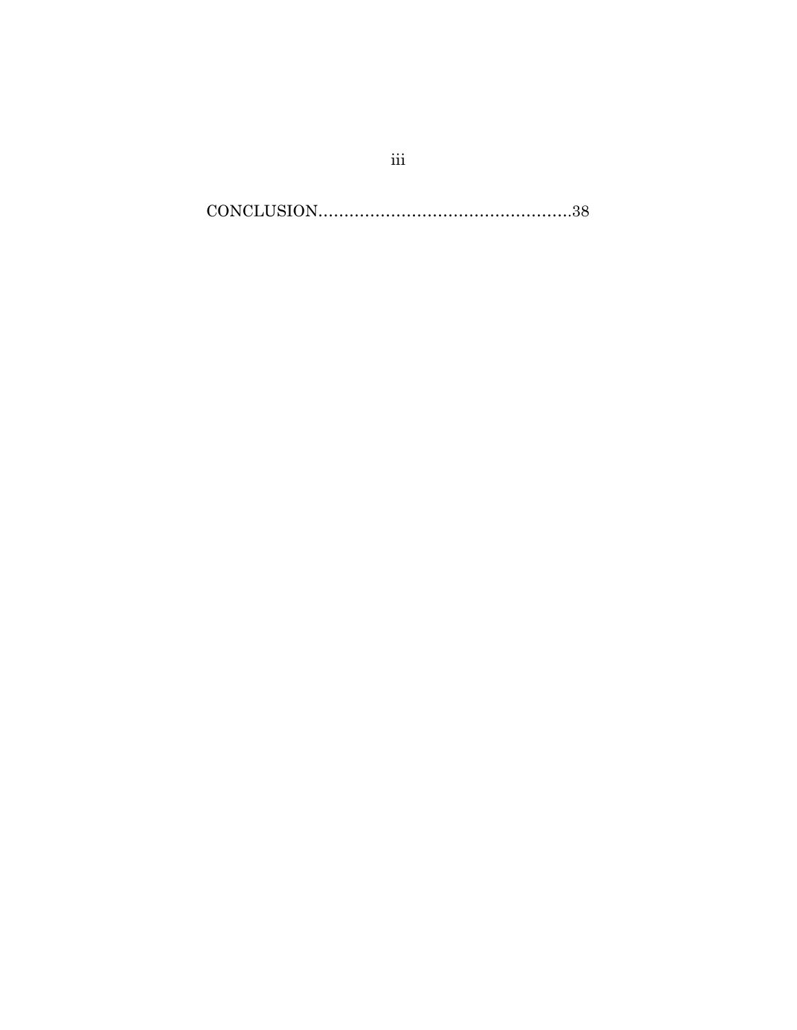CONCLUSION………………………………………….38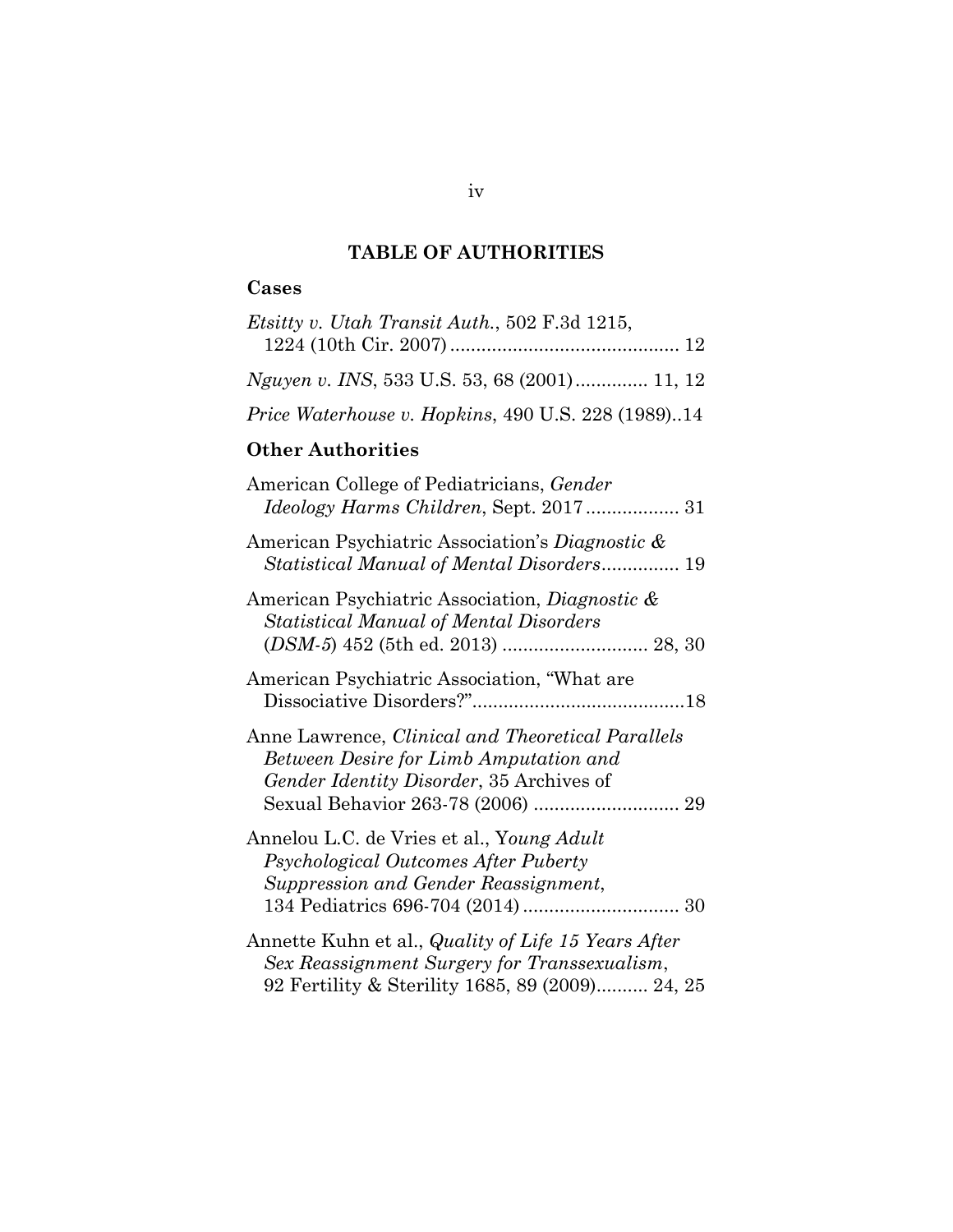## TABLE OF AUTHORITIES

### Cases

*Etsitty v. Utah Transit Auth.*, 502 F.3d 1215, 1224 (10th Cir. 2007) ........................................... 12

*Nguyen v. INS*, 533 U.S. 53, 68 (2001) ............. 11, 12

*Price Waterhouse v. Hopkins*, 490 U.S. 228 (1989)..14

### Other Authorities

American College of Pediatricians, *Gender Ideology Harms Children*, Sept. 2017 .................. 31

American Psychiatric Association's *Diagnostic & Statistical Manual of Mental Disorders*............... 19

American Psychiatric Association, *Diagnostic & Statistical Manual of Mental Disorders* (*DSM-5*) 452 (5th ed. 2013) ............................ 28, 30

American Psychiatric Association, "What are Dissociative Disorders?".........................................18

Anne Lawrence, *Clinical and Theoretical Parallels Between Desire for Limb Amputation and Gender Identity Disorder*, 35 Archives of Sexual Behavior 263-78 (2006) ............................ 29

Annelou L.C. de Vries et al., Y*oung Adult Psychological Outcomes After Puberty Suppression and Gender Reassignment*, 134 Pediatrics 696-704 (2014) .............................. 30

Annette Kuhn et al., *Quality of Life 15 Years After Sex Reassignment Surgery for Transsexualism*, 92 Fertility & Sterility 1685, 89 (2009).......... 24, 25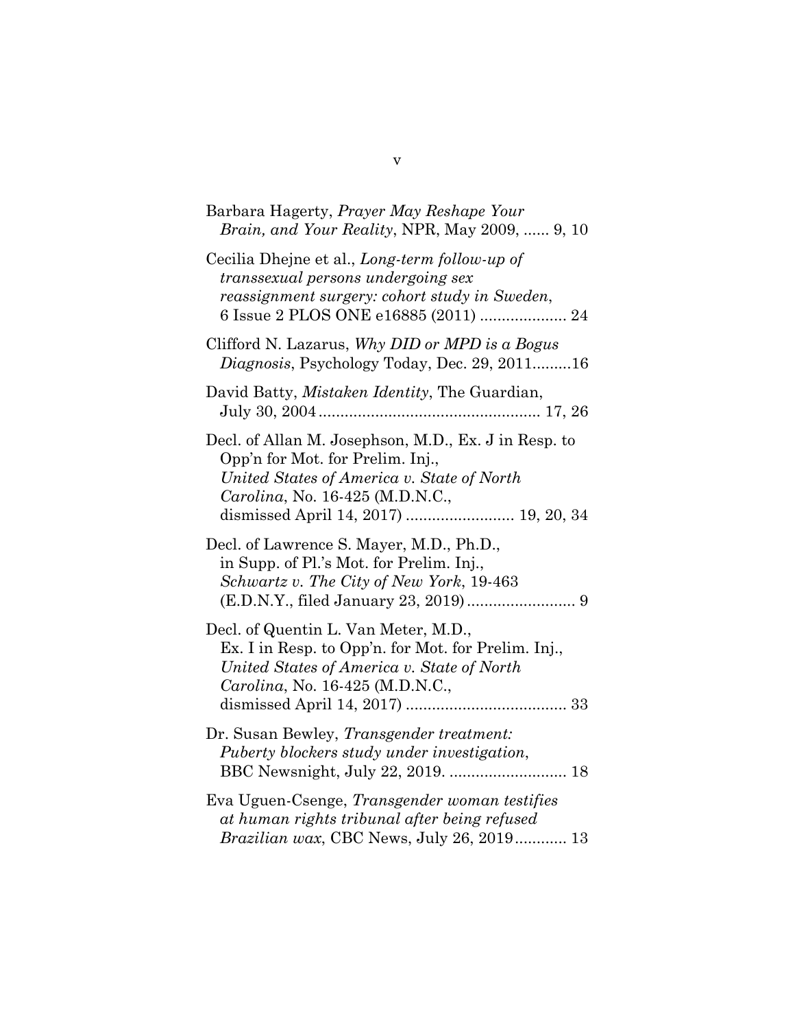Barbara Hagerty, *Prayer May Reshape Your Brain, and Your Reality*, NPR, May 2009, ...... 9, 10

Cecilia Dhejne et al., *Long-term follow-up of transsexual persons undergoing sex reassignment surgery: cohort study in Sweden*, 6 Issue 2 PLOS ONE e16885 (2011) .................... 24

Clifford N. Lazarus, *Why DID or MPD is a Bogus Diagnosis*, Psychology Today, Dec. 29, 2011.........16

David Batty, *Mistaken Identity*, The Guardian, July 30, 2004.................................................. 17, 26

Decl. of Allan M. Josephson, M.D., Ex. J in Resp. to Opp'n for Mot. for Prelim. Inj., *United States of America v. State of North Carolina*, No. 16-425 (M.D.N.C., dismissed April 14, 2017) ......................... 19, 20, 34

Decl. of Lawrence S. Mayer, M.D., Ph.D., in Supp. of Pl.'s Mot. for Prelim. Inj., *Schwartz v. The City of New York*, 19-463 (E.D.N.Y., filed January 23, 2019)......................... 9

Decl. of Quentin L. Van Meter, M.D., Ex. I in Resp. to Opp'n. for Mot. for Prelim. Inj., *United States of America v. State of North Carolina*, No. 16-425 (M.D.N.C., dismissed April 14, 2017) ..................................... 33

Dr. Susan Bewley, *Transgender treatment: Puberty blockers study under investigation*, BBC Newsnight, July 22, 2019. ........................... 18

Eva Uguen-Csenge, *Transgender woman testifies at human rights tribunal after being refused Brazilian wax*, CBC News, July 26, 2019............ 13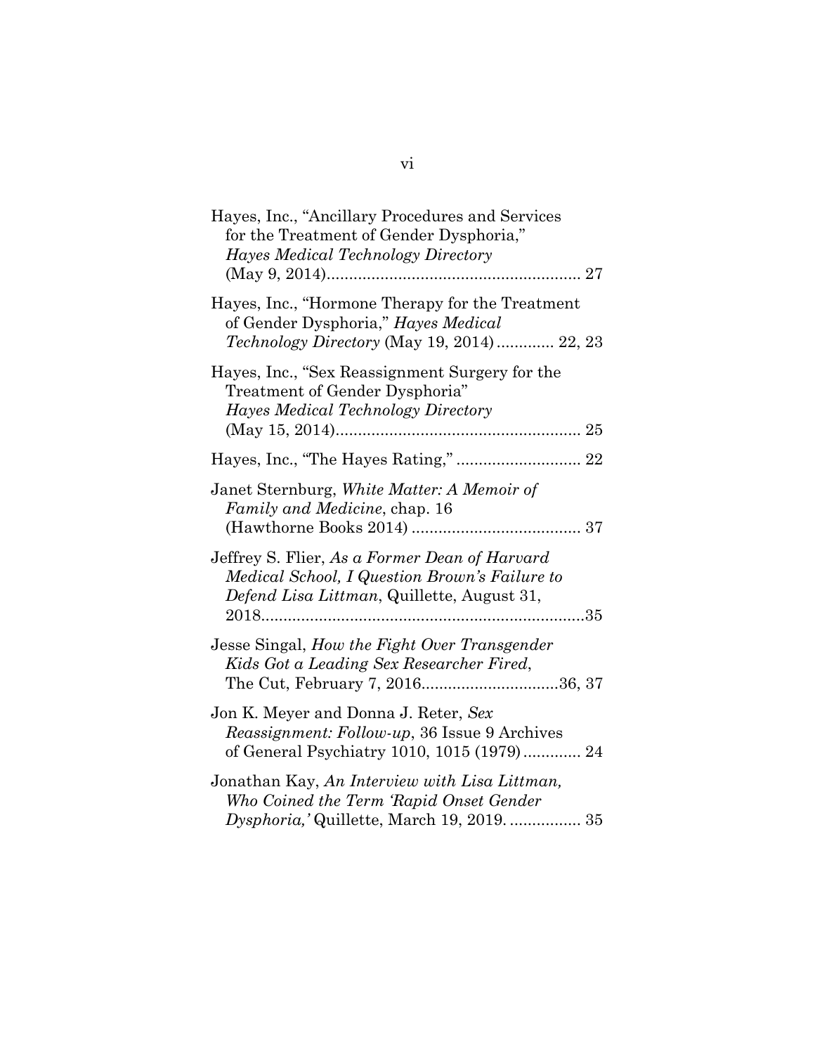Hayes, Inc., "Ancillary Procedures and Services for the Treatment of Gender Dysphoria," *Hayes Medical Technology Directory* (May 9, 2014)........................................................ 27

Hayes, Inc., "Hormone Therapy for the Treatment of Gender Dysphoria," *Hayes Medical Technology Directory* (May 19, 2014)............ 22, 23

Hayes, Inc., "Sex Reassignment Surgery for the Treatment of Gender Dysphoria" *Hayes Medical Technology Directory* (May 15, 2014)...................................................... 25

Hayes, Inc., "The Hayes Rating," ........................... 22

Janet Sternburg, *White Matter: A Memoir of Family and Medicine*, chap. 16 (Hawthorne Books 2014) ..................................... 37

Jeffrey S. Flier, *As a Former Dean of Harvard Medical School, I Question Brown's Failure to Defend Lisa Littman*, Quillette, August 31, 2018.........................................................................35

Jesse Singal, *How the Fight Over Transgender Kids Got a Leading Sex Researcher Fired*, The Cut, February 7, 2016..............................36, 37

Jon K. Meyer and Donna J. Reter, *Sex Reassignment: Follow-up*, 36 Issue 9 Archives of General Psychiatry 1010, 1015 (1979)............ 24

Jonathan Kay, *An Interview with Lisa Littman, Who Coined the Term 'Rapid Onset Gender Dysphoria,'* Quillette, March 19, 2019. ............... 35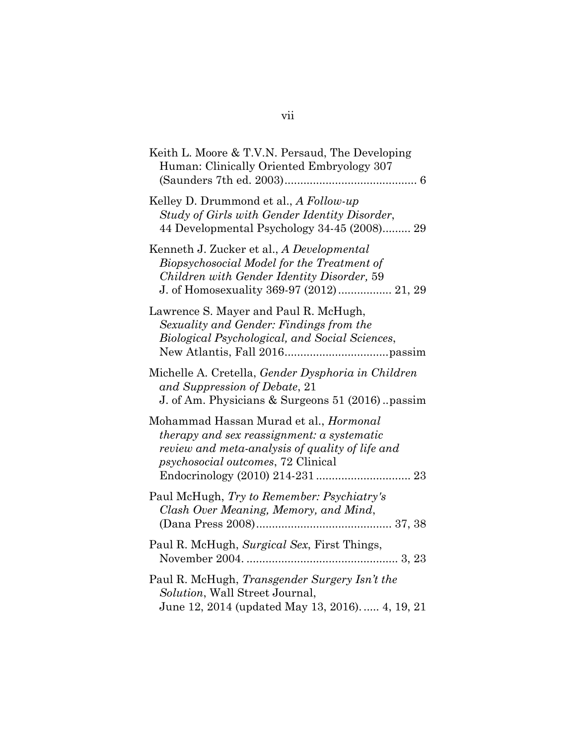Keith L. Moore & T.V.N. Persaud, The Developing Human: Clinically Oriented Embryology 307 (Saunders 7th ed. 2003).......................................... 6

Kelley D. Drummond et al., *A Follow-up Study of Girls with Gender Identity Disorder*, 44 Developmental Psychology 34-45 (2008)......... 29

Kenneth J. Zucker et al., *A Developmental Biopsychosocial Model for the Treatment of Children with Gender Identity Disorder,* 59 J. of Homosexuality 369-97 (2012)................. 21, 29

Lawrence S. Mayer and Paul R. McHugh, *Sexuality and Gender: Findings from the Biological Psychological, and Social Sciences*, New Atlantis, Fall 2016.................................passim

Michelle A. Cretella, *Gender Dysphoria in Children and Suppression of Debate*, 21 J. of Am. Physicians & Surgeons 51 (2016) ..passim

Mohammad Hassan Murad et al., *Hormonal therapy and sex reassignment: a systematic review and meta-analysis of quality of life and psychosocial outcomes*, 72 Clinical Endocrinology (2010) 214-231 .............................. 23

Paul McHugh, *Try to Remember: Psychiatry's Clash Over Meaning, Memory, and Mind*, (Dana Press 2008)........................................... 37, 38

Paul R. McHugh, *Surgical Sex*, First Things, November 2004. ................................................ 3, 23

Paul R. McHugh, *Transgender Surgery Isn't the Solution*, Wall Street Journal, June 12, 2014 (updated May 13, 2016). ..... 4, 19, 21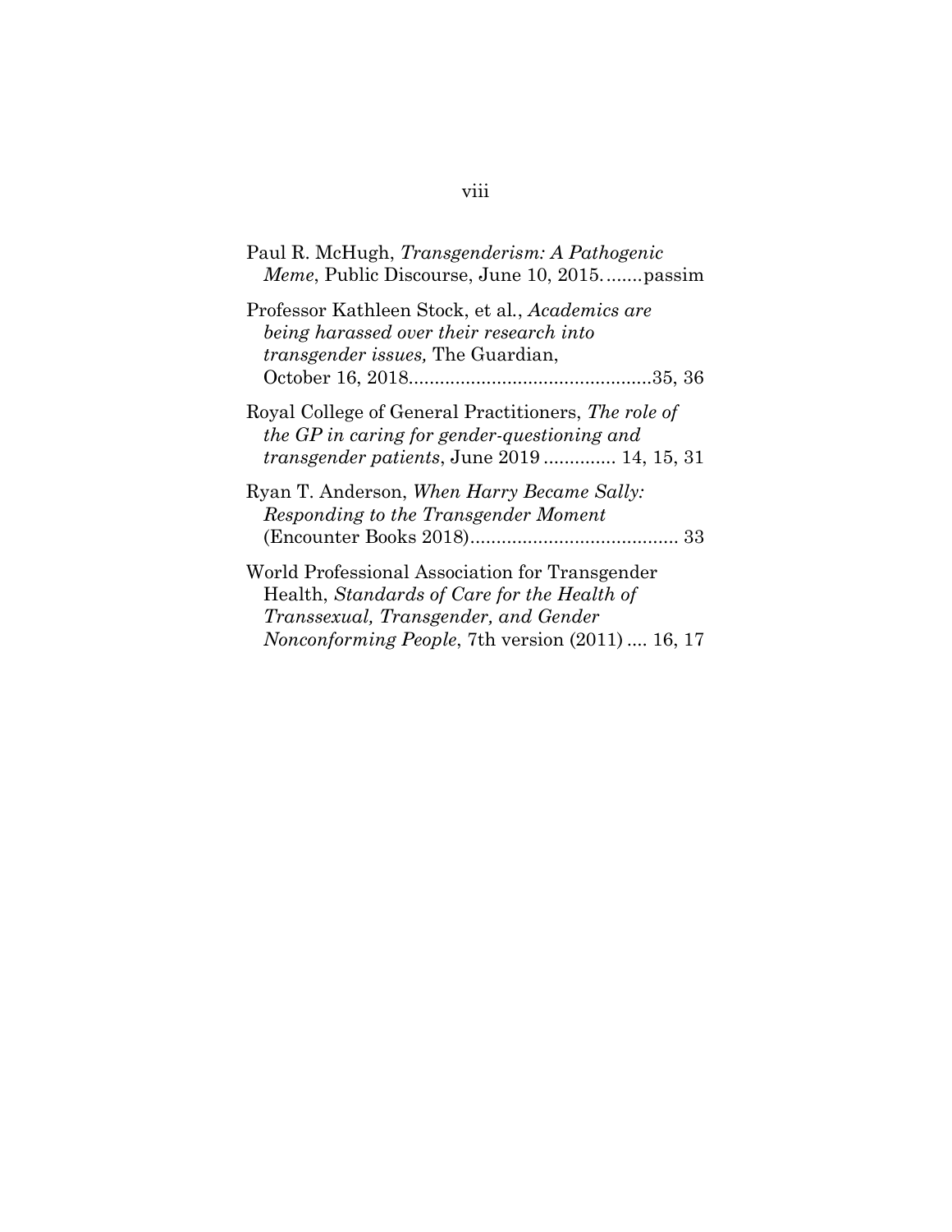Paul R. McHugh, *Transgenderism: A Pathogenic Meme*, Public Discourse, June 10, 2015........passim

Professor Kathleen Stock, et al., *Academics are being harassed over their research into transgender issues,* The Guardian, October 16, 2018...............................................35, 36

Royal College of General Practitioners, *The role of the GP in caring for gender-questioning and transgender patients*, June 2019 .............. 14, 15, 31

Ryan T. Anderson, *When Harry Became Sally: Responding to the Transgender Moment* (Encounter Books 2018)........................................ 33

World Professional Association for Transgender Health, *Standards of Care for the Health of Transsexual, Transgender, and Gender Nonconforming People*, 7th version (2011) .... 16, 17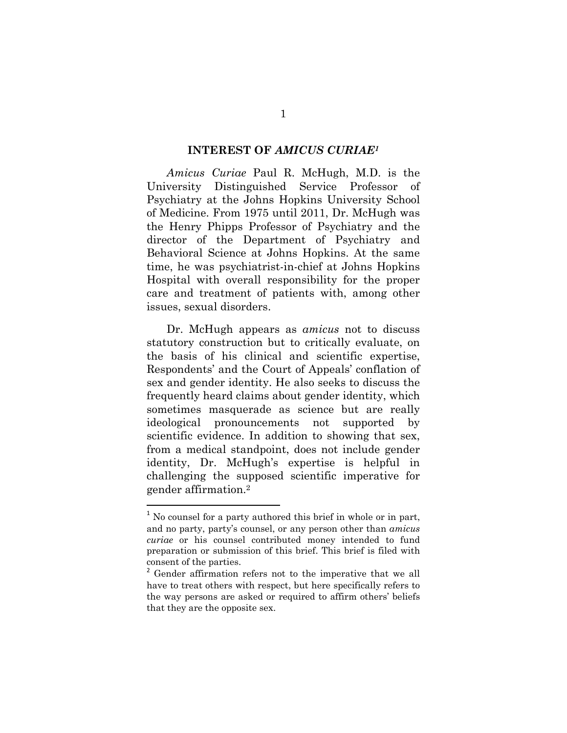## INTEREST OF *AMICUS CURIAE*[1]

*Amicus Curiae* Paul R. McHugh, M.D. is the University Distinguished Service Professor of Psychiatry at the Johns Hopkins University School of Medicine. From 1975 until 2011, Dr. McHugh was the Henry Phipps Professor of Psychiatry and the director of the Department of Psychiatry and Behavioral Science at Johns Hopkins. At the same time, he was psychiatrist-in-chief at Johns Hopkins Hospital with overall responsibility for the proper care and treatment of patients with, among other issues, sexual disorders.

Dr. McHugh appears as *amicus* not to discuss statutory construction but to critically evaluate, on the basis of his clinical and scientific expertise, Respondents' and the Court of Appeals' conflation of sex and gender identity. He also seeks to discuss the frequently heard claims about gender identity, which sometimes masquerade as science but are really ideological pronouncements not supported by scientific evidence. In addition to showing that sex, from a medical standpoint, does not include gender identity, Dr. McHugh's expertise is helpful in challenging the supposed scientific imperative for gender affirmation.[2]

---

[1] No counsel for a party authored this brief in whole or in part, and no party, party's counsel, or any person other than *amicus curiae* or his counsel contributed money intended to fund preparation or submission of this brief. This brief is filed with consent of the parties.

[2] Gender affirmation refers not to the imperative that we all have to treat others with respect, but here specifically refers to the way persons are asked or required to affirm others' beliefs that they are the opposite sex.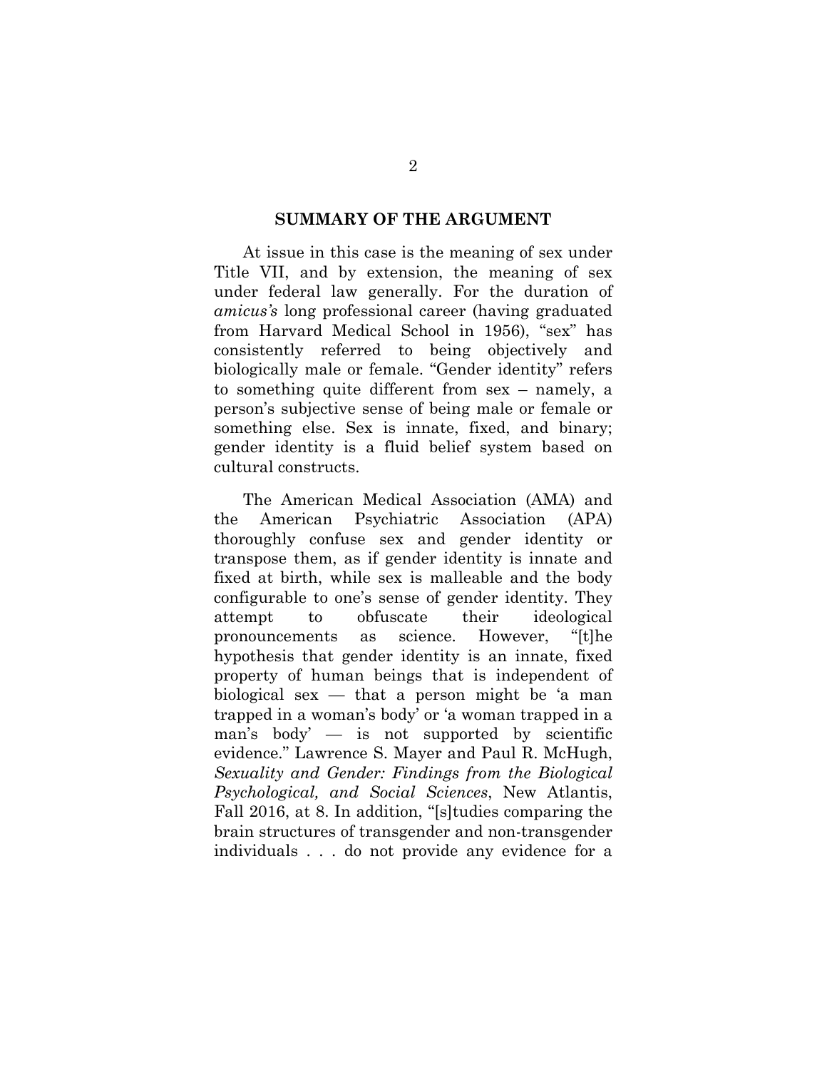## SUMMARY OF THE ARGUMENT

At issue in this case is the meaning of sex under Title VII, and by extension, the meaning of sex under federal law generally. For the duration of *amicus's* long professional career (having graduated from Harvard Medical School in 1956), "sex" has consistently referred to being objectively and biologically male or female. "Gender identity" refers to something quite different from sex – namely, a person's subjective sense of being male or female or something else. Sex is innate, fixed, and binary; gender identity is a fluid belief system based on cultural constructs.

The American Medical Association (AMA) and the American Psychiatric Association (APA) thoroughly confuse sex and gender identity or transpose them, as if gender identity is innate and fixed at birth, while sex is malleable and the body configurable to one's sense of gender identity. They attempt to obfuscate their ideological pronouncements as science. However, "[t]he hypothesis that gender identity is an innate, fixed property of human beings that is independent of biological sex — that a person might be 'a man trapped in a woman's body' or 'a woman trapped in a man's body' — is not supported by scientific evidence." Lawrence S. Mayer and Paul R. McHugh, *Sexuality and Gender: Findings from the Biological Psychological, and Social Sciences*, New Atlantis, Fall 2016, at 8. In addition, "[s]tudies comparing the brain structures of transgender and non-transgender individuals . . . do not provide any evidence for a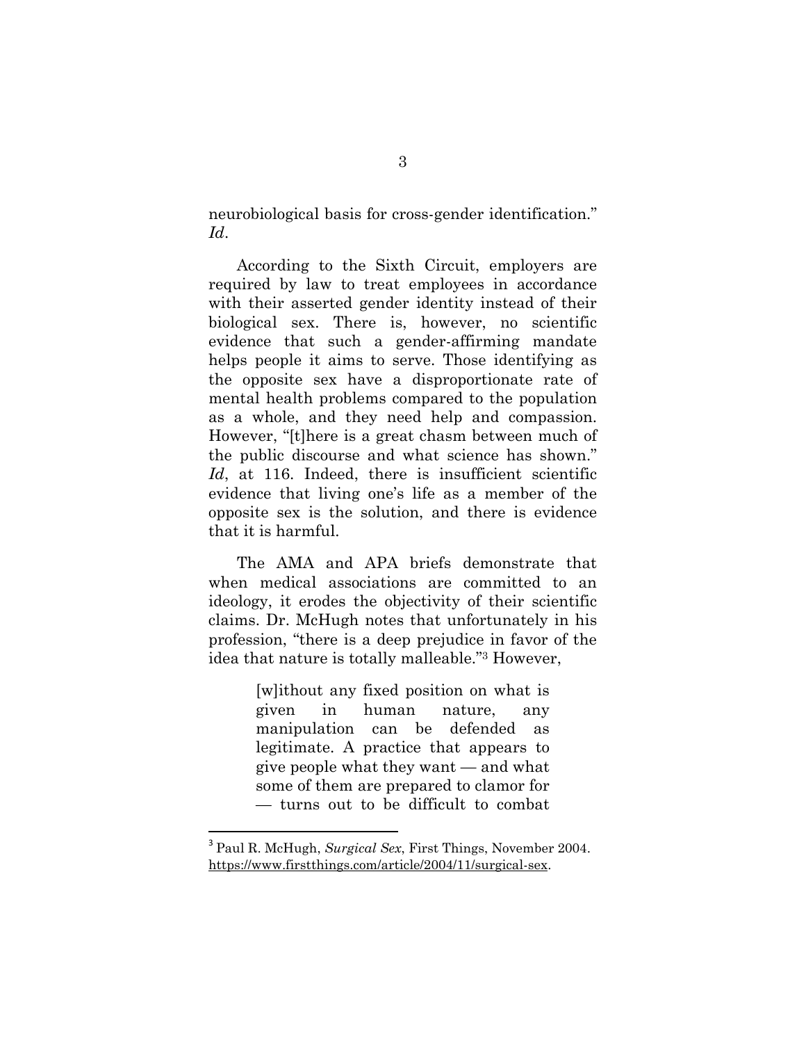neurobiological basis for cross-gender identification." *Id*.

According to the Sixth Circuit, employers are required by law to treat employees in accordance with their asserted gender identity instead of their biological sex. There is, however, no scientific evidence that such a gender-affirming mandate helps people it aims to serve. Those identifying as the opposite sex have a disproportionate rate of mental health problems compared to the population as a whole, and they need help and compassion. However, "[t]here is a great chasm between much of the public discourse and what science has shown." *Id*, at 116. Indeed, there is insufficient scientific evidence that living one's life as a member of the opposite sex is the solution, and there is evidence that it is harmful.

The AMA and APA briefs demonstrate that when medical associations are committed to an ideology, it erodes the objectivity of their scientific claims. Dr. McHugh notes that unfortunately in his profession, "there is a deep prejudice in favor of the idea that nature is totally malleable."[3] However,

> [w]ithout any fixed position on what is given in human nature, any manipulation can be defended as legitimate. A practice that appears to give people what they want — and what some of them are prepared to clamor for — turns out to be difficult to combat

---

[3] Paul R. McHugh, *Surgical Sex*, First Things, November 2004. https://www.firstthings.com/article/2004/11/surgical-sex.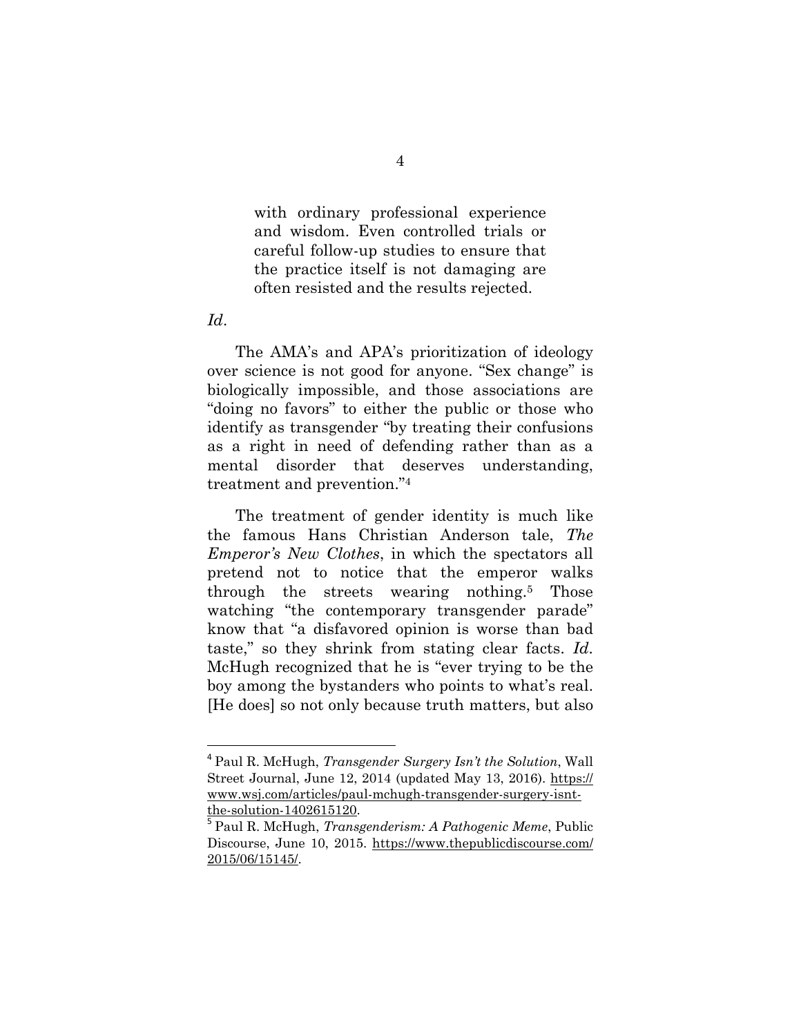> with ordinary professional experience and wisdom. Even controlled trials or careful follow-up studies to ensure that the practice itself is not damaging are often resisted and the results rejected.

*Id*.

The AMA's and APA's prioritization of ideology over science is not good for anyone. "Sex change" is biologically impossible, and those associations are "doing no favors" to either the public or those who identify as transgender "by treating their confusions as a right in need of defending rather than as a mental disorder that deserves understanding, treatment and prevention."[4]

The treatment of gender identity is much like the famous Hans Christian Anderson tale, *The Emperor's New Clothes*, in which the spectators all pretend not to notice that the emperor walks through the streets wearing nothing.[5] Those watching "the contemporary transgender parade" know that "a disfavored opinion is worse than bad taste," so they shrink from stating clear facts. *Id*. McHugh recognized that he is "ever trying to be the boy among the bystanders who points to what's real. [He does] so not only because truth matters, but also

---

[4] Paul R. McHugh, *Transgender Surgery Isn't the Solution*, Wall Street Journal, June 12, 2014 (updated May 13, 2016). https://www.wsj.com/articles/paul-mchugh-transgender-surgery-isnt-the-solution-1402615120.

[5] Paul R. McHugh, *Transgenderism: A Pathogenic Meme*, Public Discourse, June 10, 2015. https://www.thepublicdiscourse.com/2015/06/15145/.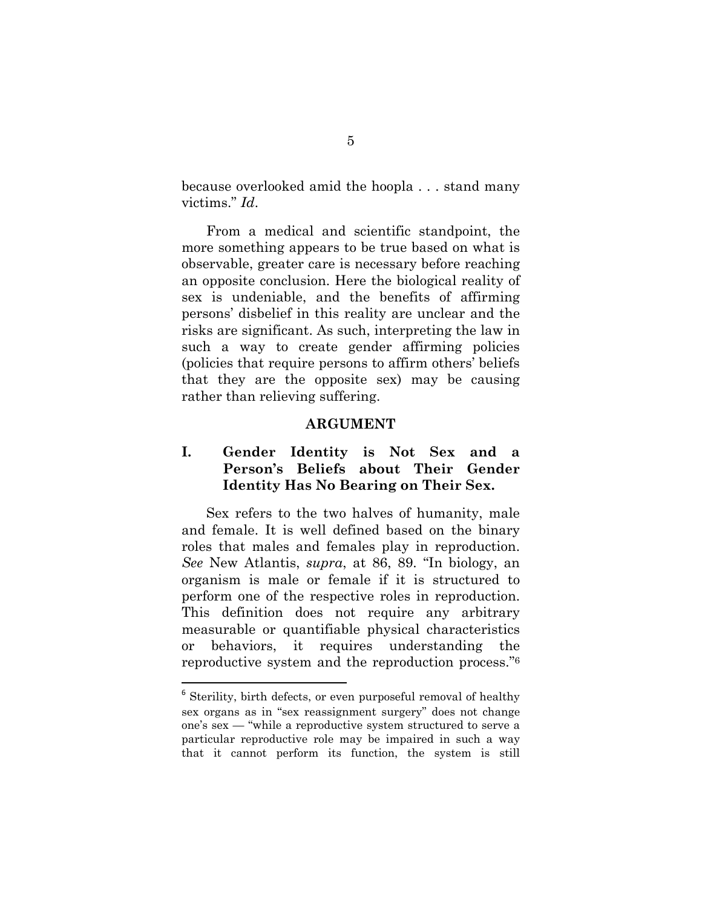because overlooked amid the hoopla . . . stand many victims." *Id*.

From a medical and scientific standpoint, the more something appears to be true based on what is observable, greater care is necessary before reaching an opposite conclusion. Here the biological reality of sex is undeniable, and the benefits of affirming persons' disbelief in this reality are unclear and the risks are significant. As such, interpreting the law in such a way to create gender affirming policies (policies that require persons to affirm others' beliefs that they are the opposite sex) may be causing rather than relieving suffering.

## ARGUMENT

### I. Gender Identity is Not Sex and a Person's Beliefs about Their Gender Identity Has No Bearing on Their Sex.

Sex refers to the two halves of humanity, male and female. It is well defined based on the binary roles that males and females play in reproduction. *See* New Atlantis, *supra*, at 86, 89. "In biology, an organism is male or female if it is structured to perform one of the respective roles in reproduction. This definition does not require any arbitrary measurable or quantifiable physical characteristics or behaviors, it requires understanding the reproductive system and the reproduction process."[6]

---

[6] Sterility, birth defects, or even purposeful removal of healthy sex organs as in "sex reassignment surgery" does not change one's sex — "while a reproductive system structured to serve a particular reproductive role may be impaired in such a way that it cannot perform its function, the system is still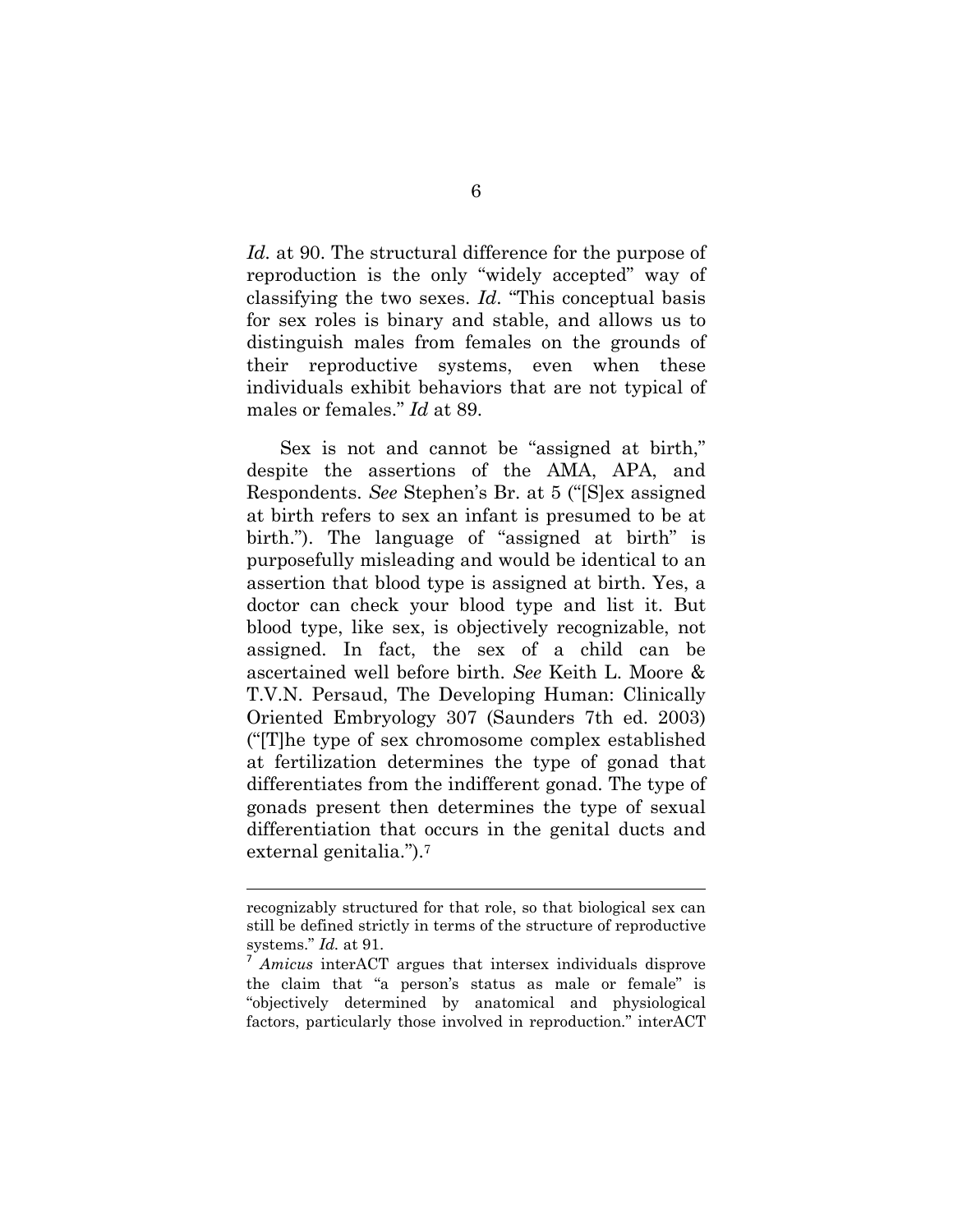*Id.* at 90. The structural difference for the purpose of reproduction is the only "widely accepted" way of classifying the two sexes. *Id*. "This conceptual basis for sex roles is binary and stable, and allows us to distinguish males from females on the grounds of their reproductive systems, even when these individuals exhibit behaviors that are not typical of males or females." *Id* at 89.

Sex is not and cannot be "assigned at birth," despite the assertions of the AMA, APA, and Respondents. *See* Stephen's Br. at 5 ("[S]ex assigned at birth refers to sex an infant is presumed to be at birth."). The language of "assigned at birth" is purposefully misleading and would be identical to an assertion that blood type is assigned at birth. Yes, a doctor can check your blood type and list it. But blood type, like sex, is objectively recognizable, not assigned. In fact, the sex of a child can be ascertained well before birth. *See* Keith L. Moore & T.V.N. Persaud, The Developing Human: Clinically Oriented Embryology 307 (Saunders 7th ed. 2003) ("[T]he type of sex chromosome complex established at fertilization determines the type of gonad that differentiates from the indifferent gonad. The type of gonads present then determines the type of sexual differentiation that occurs in the genital ducts and external genitalia.").[7]

---

recognizably structured for that role, so that biological sex can still be defined strictly in terms of the structure of reproductive systems." *Id.* at 91.

[7] *Amicus* interACT argues that intersex individuals disprove the claim that "a person's status as male or female" is "objectively determined by anatomical and physiological factors, particularly those involved in reproduction." interACT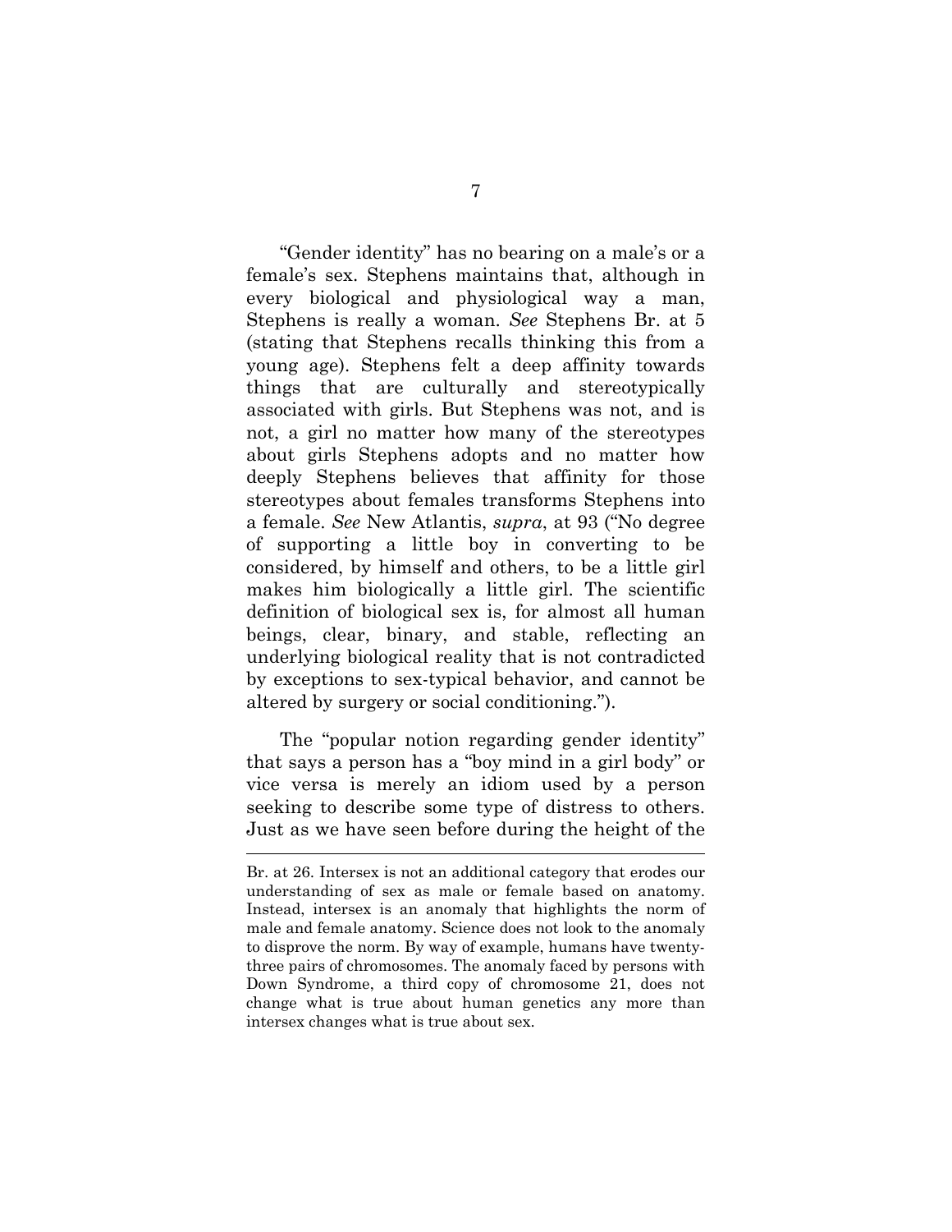"Gender identity" has no bearing on a male's or a female's sex. Stephens maintains that, although in every biological and physiological way a man, Stephens is really a woman. *See* Stephens Br. at 5 (stating that Stephens recalls thinking this from a young age). Stephens felt a deep affinity towards things that are culturally and stereotypically associated with girls. But Stephens was not, and is not, a girl no matter how many of the stereotypes about girls Stephens adopts and no matter how deeply Stephens believes that affinity for those stereotypes about females transforms Stephens into a female. *See* New Atlantis, *supra*, at 93 ("No degree of supporting a little boy in converting to be considered, by himself and others, to be a little girl makes him biologically a little girl. The scientific definition of biological sex is, for almost all human beings, clear, binary, and stable, reflecting an underlying biological reality that is not contradicted by exceptions to sex-typical behavior, and cannot be altered by surgery or social conditioning.").

The "popular notion regarding gender identity" that says a person has a "boy mind in a girl body" or vice versa is merely an idiom used by a person seeking to describe some type of distress to others. Just as we have seen before during the height of the

---

Br. at 26. Intersex is not an additional category that erodes our understanding of sex as male or female based on anatomy. Instead, intersex is an anomaly that highlights the norm of male and female anatomy. Science does not look to the anomaly to disprove the norm. By way of example, humans have twenty-three pairs of chromosomes. The anomaly faced by persons with Down Syndrome, a third copy of chromosome 21, does not change what is true about human genetics any more than intersex changes what is true about sex.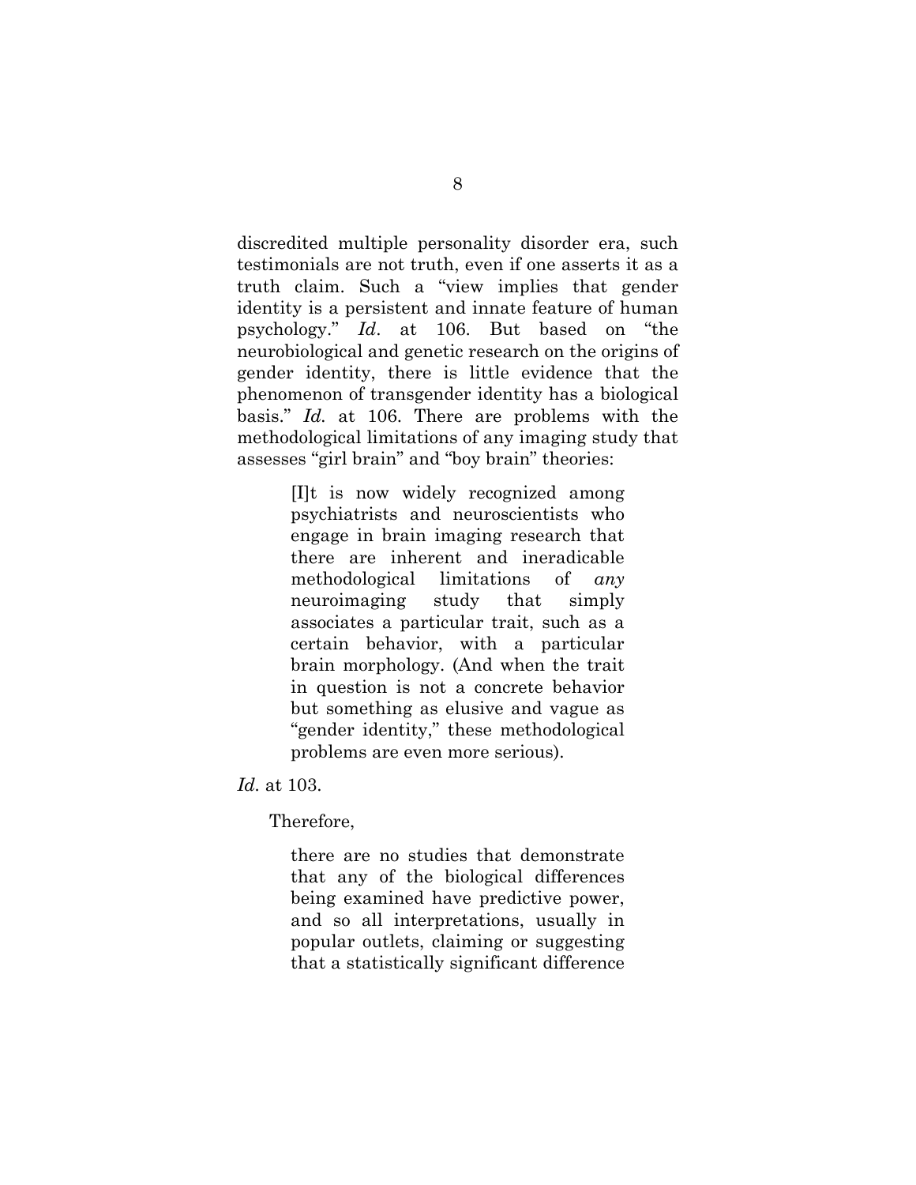discredited multiple personality disorder era, such testimonials are not truth, even if one asserts it as a truth claim. Such a "view implies that gender identity is a persistent and innate feature of human psychology." *Id*. at 106. But based on "the neurobiological and genetic research on the origins of gender identity, there is little evidence that the phenomenon of transgender identity has a biological basis." *Id.* at 106. There are problems with the methodological limitations of any imaging study that assesses "girl brain" and "boy brain" theories:

> [I]t is now widely recognized among psychiatrists and neuroscientists who engage in brain imaging research that there are inherent and ineradicable methodological limitations of *any* neuroimaging study that simply associates a particular trait, such as a certain behavior, with a particular brain morphology. (And when the trait in question is not a concrete behavior but something as elusive and vague as "gender identity," these methodological problems are even more serious).

*Id.* at 103.

Therefore,

> there are no studies that demonstrate that any of the biological differences being examined have predictive power, and so all interpretations, usually in popular outlets, claiming or suggesting that a statistically significant difference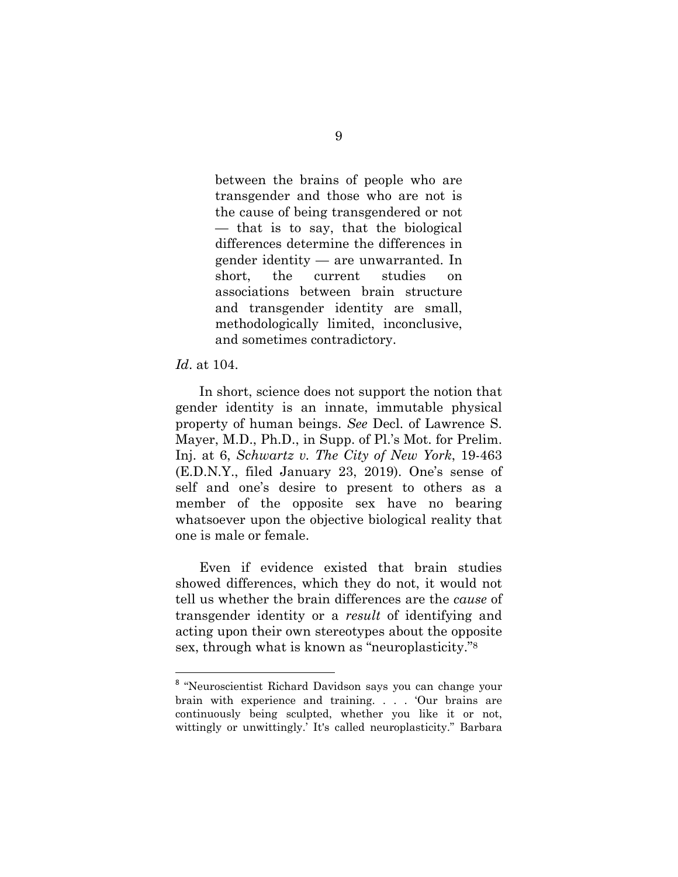> between the brains of people who are transgender and those who are not is the cause of being transgendered or not — that is to say, that the biological differences determine the differences in gender identity — are unwarranted. In short, the current studies on associations between brain structure and transgender identity are small, methodologically limited, inconclusive, and sometimes contradictory.

*Id*. at 104.

In short, science does not support the notion that gender identity is an innate, immutable physical property of human beings. *See* Decl. of Lawrence S. Mayer, M.D., Ph.D., in Supp. of Pl.'s Mot. for Prelim. Inj. at 6, *Schwartz v. The City of New York*, 19-463 (E.D.N.Y., filed January 23, 2019). One's sense of self and one's desire to present to others as a member of the opposite sex have no bearing whatsoever upon the objective biological reality that one is male or female.

Even if evidence existed that brain studies showed differences, which they do not, it would not tell us whether the brain differences are the *cause* of transgender identity or a *result* of identifying and acting upon their own stereotypes about the opposite sex, through what is known as "neuroplasticity."[8]

---

[8] "Neuroscientist Richard Davidson says you can change your brain with experience and training. . . . 'Our brains are continuously being sculpted, whether you like it or not, wittingly or unwittingly.' It's called neuroplasticity." Barbara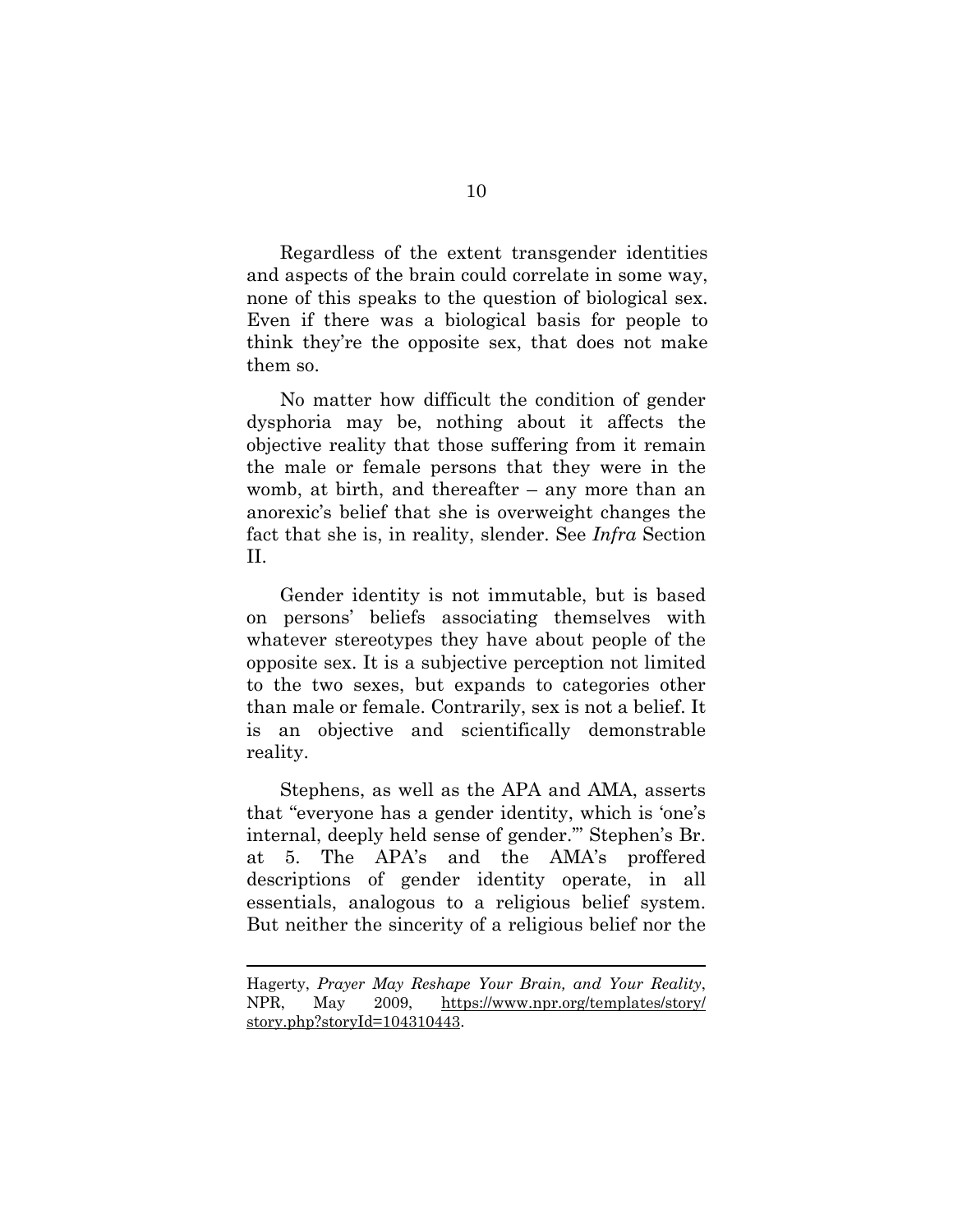Regardless of the extent transgender identities and aspects of the brain could correlate in some way, none of this speaks to the question of biological sex. Even if there was a biological basis for people to think they're the opposite sex, that does not make them so.

No matter how difficult the condition of gender dysphoria may be, nothing about it affects the objective reality that those suffering from it remain the male or female persons that they were in the womb, at birth, and thereafter – any more than an anorexic's belief that she is overweight changes the fact that she is, in reality, slender. See *Infra* Section II.

Gender identity is not immutable, but is based on persons' beliefs associating themselves with whatever stereotypes they have about people of the opposite sex. It is a subjective perception not limited to the two sexes, but expands to categories other than male or female. Contrarily, sex is not a belief. It is an objective and scientifically demonstrable reality.

Stephens, as well as the APA and AMA, asserts that "everyone has a gender identity, which is 'one's internal, deeply held sense of gender.'" Stephen's Br. at 5. The APA's and the AMA's proffered descriptions of gender identity operate, in all essentials, analogous to a religious belief system. But neither the sincerity of a religious belief nor the

---

Hagerty, *Prayer May Reshape Your Brain, and Your Reality*, NPR, May 2009, https://www.npr.org/templates/story/story.php?storyId=104310443.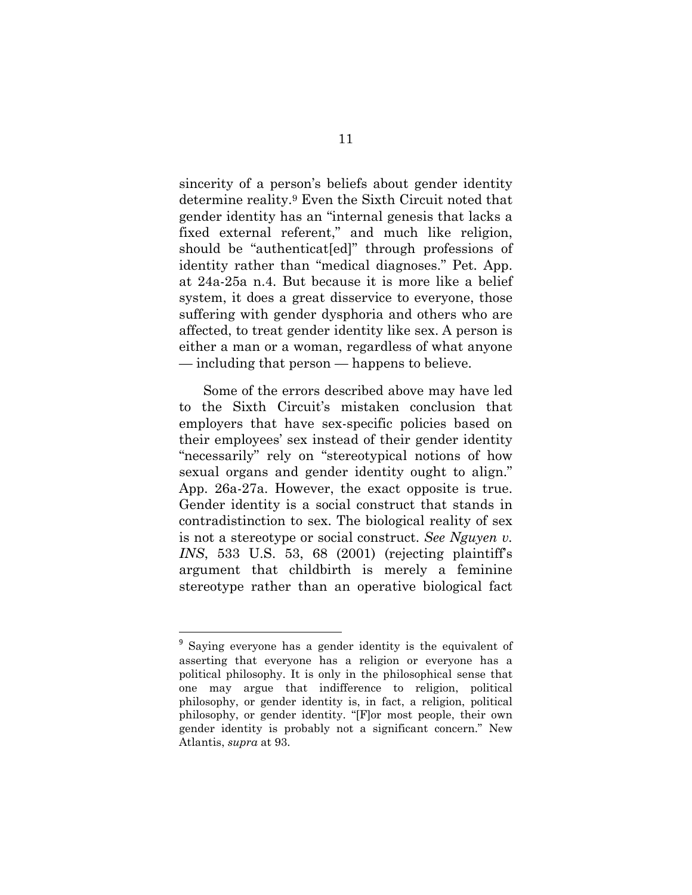sincerity of a person's beliefs about gender identity determine reality.[9] Even the Sixth Circuit noted that gender identity has an "internal genesis that lacks a fixed external referent," and much like religion, should be "authenticat[ed]" through professions of identity rather than "medical diagnoses." Pet. App. at 24a-25a n.4. But because it is more like a belief system, it does a great disservice to everyone, those suffering with gender dysphoria and others who are affected, to treat gender identity like sex. A person is either a man or a woman, regardless of what anyone — including that person — happens to believe.

Some of the errors described above may have led to the Sixth Circuit's mistaken conclusion that employers that have sex-specific policies based on their employees' sex instead of their gender identity "necessarily" rely on "stereotypical notions of how sexual organs and gender identity ought to align." App. 26a-27a. However, the exact opposite is true. Gender identity is a social construct that stands in contradistinction to sex. The biological reality of sex is not a stereotype or social construct. *See Nguyen v. INS*, 533 U.S. 53, 68 (2001) (rejecting plaintiff's argument that childbirth is merely a feminine stereotype rather than an operative biological fact

---

[9] Saying everyone has a gender identity is the equivalent of asserting that everyone has a religion or everyone has a political philosophy. It is only in the philosophical sense that one may argue that indifference to religion, political philosophy, or gender identity is, in fact, a religion, political philosophy, or gender identity. "[F]or most people, their own gender identity is probably not a significant concern." New Atlantis, *supra* at 93.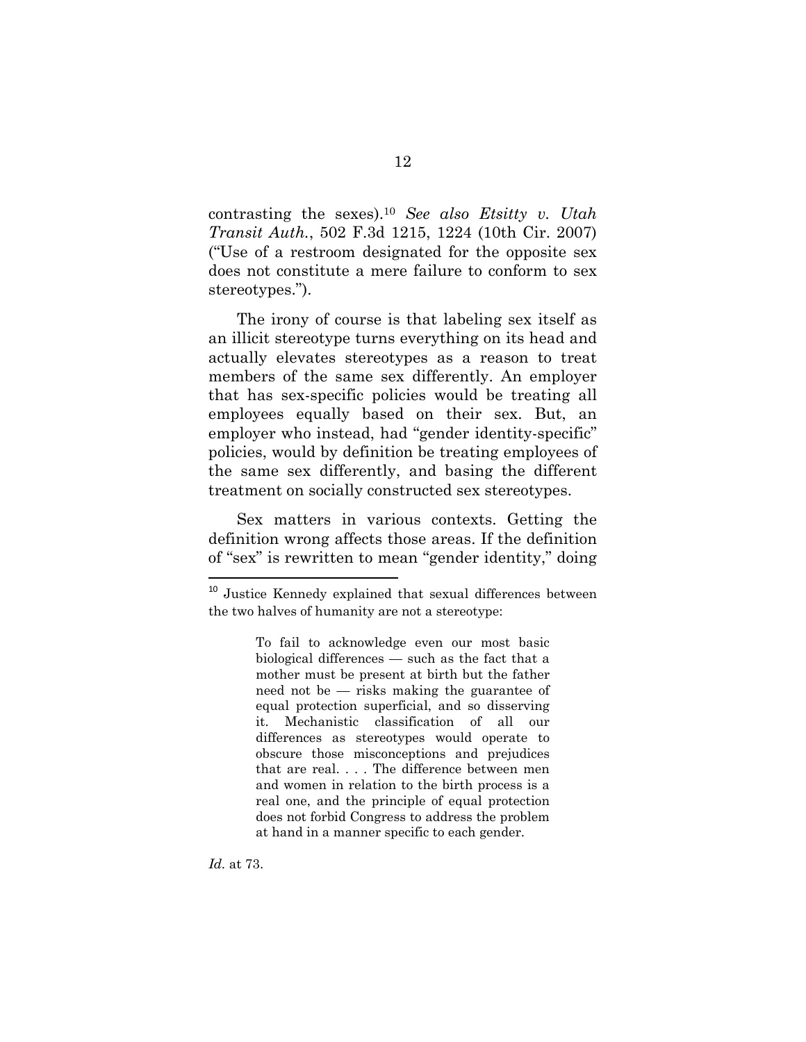contrasting the sexes).[10] *See also Etsitty v. Utah Transit Auth.*, 502 F.3d 1215, 1224 (10th Cir. 2007) ("Use of a restroom designated for the opposite sex does not constitute a mere failure to conform to sex stereotypes.").

The irony of course is that labeling sex itself as an illicit stereotype turns everything on its head and actually elevates stereotypes as a reason to treat members of the same sex differently. An employer that has sex-specific policies would be treating all employees equally based on their sex. But, an employer who instead, had "gender identity-specific" policies, would by definition be treating employees of the same sex differently, and basing the different treatment on socially constructed sex stereotypes.

Sex matters in various contexts. Getting the definition wrong affects those areas. If the definition of "sex" is rewritten to mean "gender identity," doing

---

[10] Justice Kennedy explained that sexual differences between the two halves of humanity are not a stereotype:

> To fail to acknowledge even our most basic biological differences — such as the fact that a mother must be present at birth but the father need not be — risks making the guarantee of equal protection superficial, and so disserving it. Mechanistic classification of all our differences as stereotypes would operate to obscure those misconceptions and prejudices that are real. . . . The difference between men and women in relation to the birth process is a real one, and the principle of equal protection does not forbid Congress to address the problem at hand in a manner specific to each gender.

*Id.* at 73.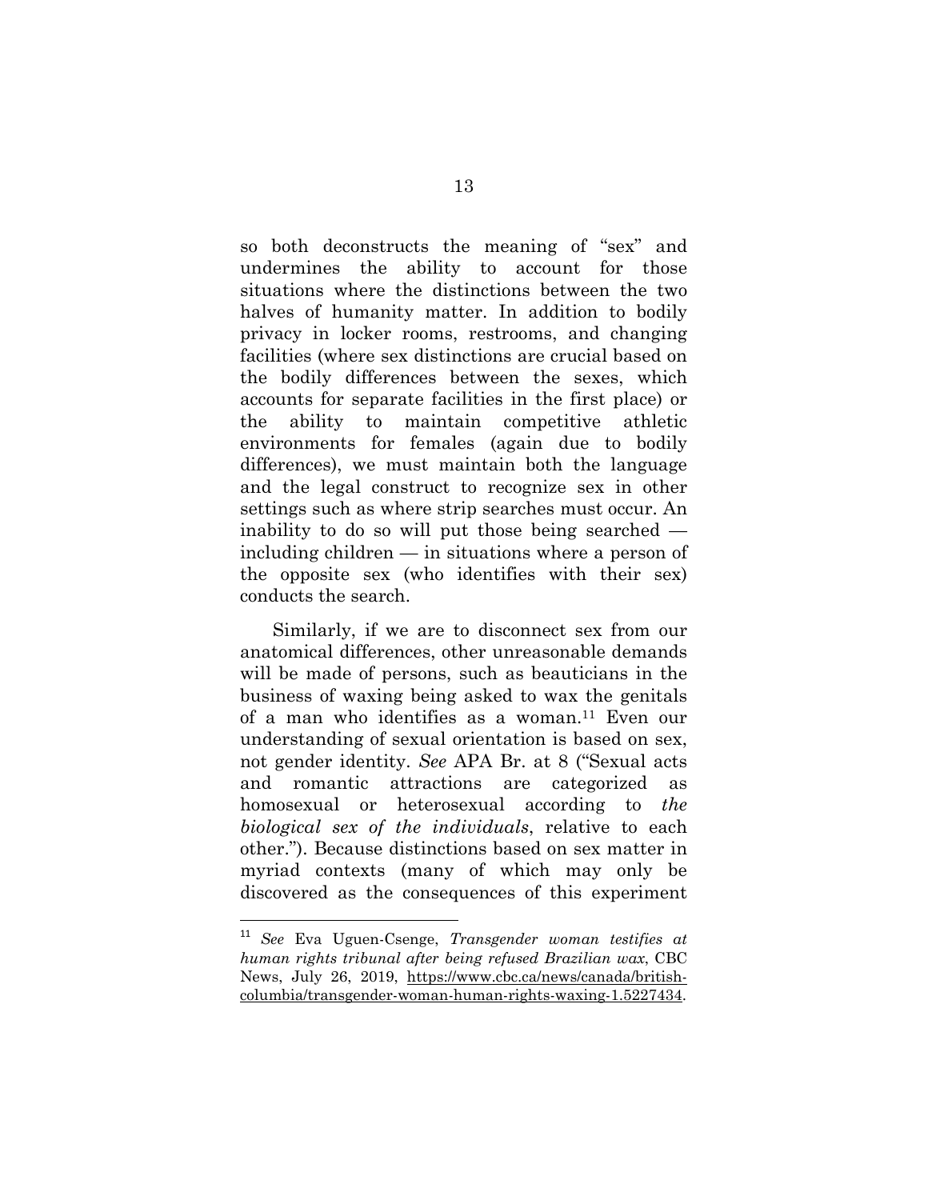so both deconstructs the meaning of "sex" and undermines the ability to account for those situations where the distinctions between the two halves of humanity matter. In addition to bodily privacy in locker rooms, restrooms, and changing facilities (where sex distinctions are crucial based on the bodily differences between the sexes, which accounts for separate facilities in the first place) or the ability to maintain competitive athletic environments for females (again due to bodily differences), we must maintain both the language and the legal construct to recognize sex in other settings such as where strip searches must occur. An inability to do so will put those being searched — including children — in situations where a person of the opposite sex (who identifies with their sex) conducts the search.

Similarly, if we are to disconnect sex from our anatomical differences, other unreasonable demands will be made of persons, such as beauticians in the business of waxing being asked to wax the genitals of a man who identifies as a woman.[11] Even our understanding of sexual orientation is based on sex, not gender identity. *See* APA Br. at 8 ("Sexual acts and romantic attractions are categorized as homosexual or heterosexual according to *the biological sex of the individuals*, relative to each other."). Because distinctions based on sex matter in myriad contexts (many of which may only be discovered as the consequences of this experiment

---

[11] *See* Eva Uguen-Csenge, *Transgender woman testifies at human rights tribunal after being refused Brazilian wax*, CBC News, July 26, 2019, https://www.cbc.ca/news/canada/british-columbia/transgender-woman-human-rights-waxing-1.5227434.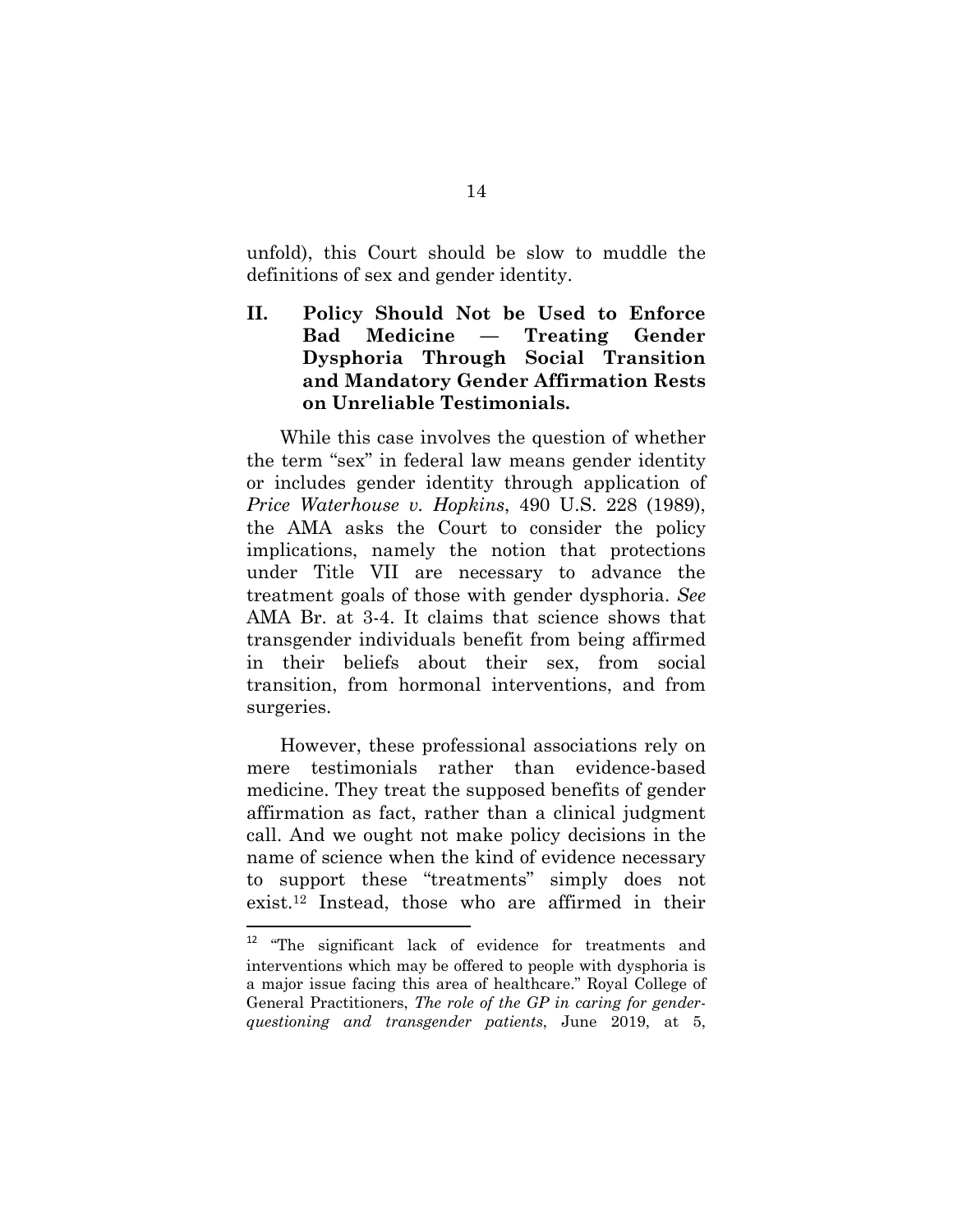unfold), this Court should be slow to muddle the definitions of sex and gender identity.

## II. Policy Should Not be Used to Enforce Bad Medicine — Treating Gender Dysphoria Through Social Transition and Mandatory Gender Affirmation Rests on Unreliable Testimonials.

While this case involves the question of whether the term "sex" in federal law means gender identity or includes gender identity through application of *Price Waterhouse v. Hopkins*, 490 U.S. 228 (1989), the AMA asks the Court to consider the policy implications, namely the notion that protections under Title VII are necessary to advance the treatment goals of those with gender dysphoria. *See* AMA Br. at 3-4. It claims that science shows that transgender individuals benefit from being affirmed in their beliefs about their sex, from social transition, from hormonal interventions, and from surgeries.

However, these professional associations rely on mere testimonials rather than evidence-based medicine. They treat the supposed benefits of gender affirmation as fact, rather than a clinical judgment call. And we ought not make policy decisions in the name of science when the kind of evidence necessary to support these "treatments" simply does not exist.[12] Instead, those who are affirmed in their

---

[12] "The significant lack of evidence for treatments and interventions which may be offered to people with dysphoria is a major issue facing this area of healthcare." Royal College of General Practitioners, *The role of the GP in caring for gender-questioning and transgender patients*, June 2019, at 5,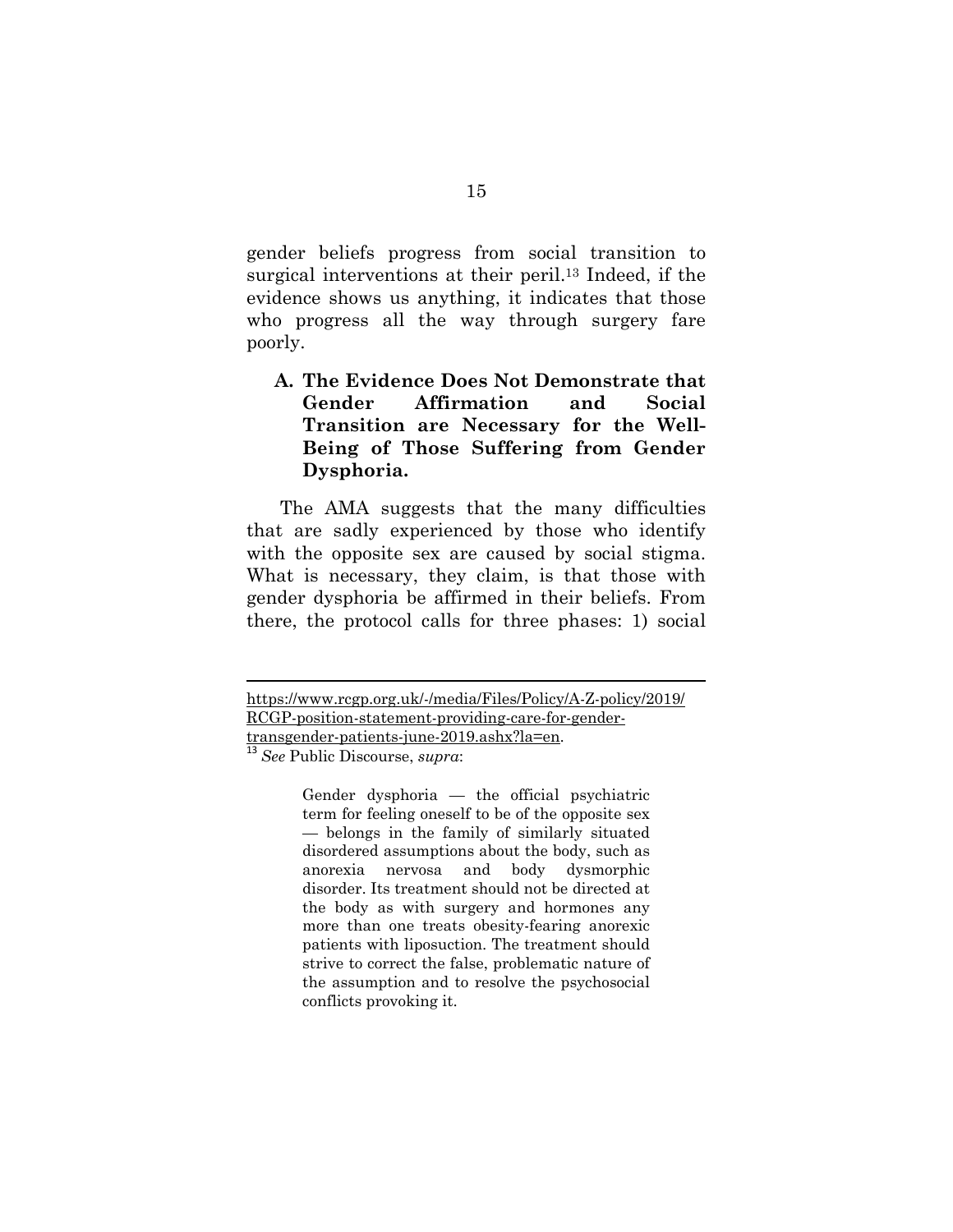gender beliefs progress from social transition to surgical interventions at their peril.[13] Indeed, if the evidence shows us anything, it indicates that those who progress all the way through surgery fare poorly.

### A. The Evidence Does Not Demonstrate that Gender Affirmation and Social Transition are Necessary for the Well-Being of Those Suffering from Gender Dysphoria.

The AMA suggests that the many difficulties that are sadly experienced by those who identify with the opposite sex are caused by social stigma. What is necessary, they claim, is that those with gender dysphoria be affirmed in their beliefs. From there, the protocol calls for three phases: 1) social

---

https://www.rcgp.org.uk/-/media/Files/Policy/A-Z-policy/2019/RCGP-position-statement-providing-care-for-gender-transgender-patients-june-2019.ashx?la=en.

[13] *See* Public Discourse, *supra*:

> Gender dysphoria — the official psychiatric term for feeling oneself to be of the opposite sex — belongs in the family of similarly situated disordered assumptions about the body, such as anorexia nervosa and body dysmorphic disorder. Its treatment should not be directed at the body as with surgery and hormones any more than one treats obesity-fearing anorexic patients with liposuction. The treatment should strive to correct the false, problematic nature of the assumption and to resolve the psychosocial conflicts provoking it.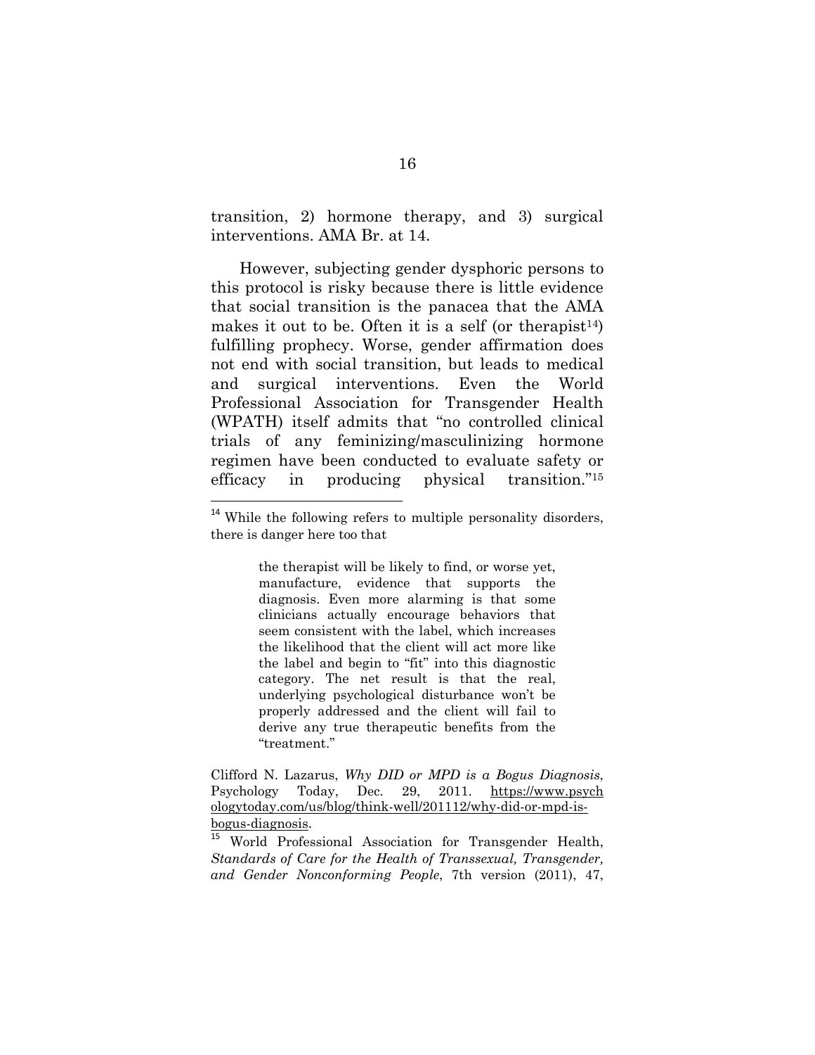transition, 2) hormone therapy, and 3) surgical interventions. AMA Br. at 14.

However, subjecting gender dysphoric persons to this protocol is risky because there is little evidence that social transition is the panacea that the AMA makes it out to be. Often it is a self (or therapist[14]) fulfilling prophecy. Worse, gender affirmation does not end with social transition, but leads to medical and surgical interventions. Even the World Professional Association for Transgender Health (WPATH) itself admits that "no controlled clinical trials of any feminizing/masculinizing hormone regimen have been conducted to evaluate safety or efficacy in producing physical transition."[15]

---

[14] While the following refers to multiple personality disorders, there is danger here too that

> the therapist will be likely to find, or worse yet, manufacture, evidence that supports the diagnosis. Even more alarming is that some clinicians actually encourage behaviors that seem consistent with the label, which increases the likelihood that the client will act more like the label and begin to "fit" into this diagnostic category. The net result is that the real, underlying psychological disturbance won't be properly addressed and the client will fail to derive any true therapeutic benefits from the "treatment."

Clifford N. Lazarus, *Why DID or MPD is a Bogus Diagnosis*, Psychology Today, Dec. 29, 2011. https://www.psychologytoday.com/us/blog/think-well/201112/why-did-or-mpd-is-bogus-diagnosis.

[15] World Professional Association for Transgender Health, *Standards of Care for the Health of Transsexual, Transgender, and Gender Nonconforming People*, 7th version (2011), 47,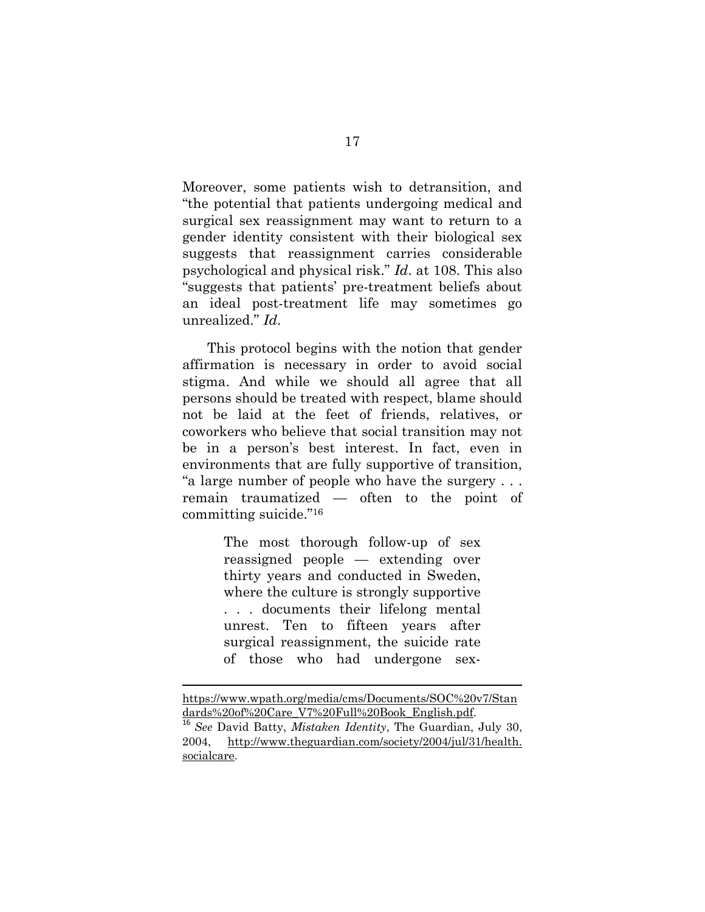Moreover, some patients wish to detransition, and "the potential that patients undergoing medical and surgical sex reassignment may want to return to a gender identity consistent with their biological sex suggests that reassignment carries considerable psychological and physical risk." *Id*. at 108. This also "suggests that patients' pre-treatment beliefs about an ideal post-treatment life may sometimes go unrealized." *Id*.

This protocol begins with the notion that gender affirmation is necessary in order to avoid social stigma. And while we should all agree that all persons should be treated with respect, blame should not be laid at the feet of friends, relatives, or coworkers who believe that social transition may not be in a person's best interest. In fact, even in environments that are fully supportive of transition, "a large number of people who have the surgery . . . remain traumatized — often to the point of committing suicide."[16]

> The most thorough follow-up of sex reassigned people — extending over thirty years and conducted in Sweden, where the culture is strongly supportive . . . documents their lifelong mental unrest. Ten to fifteen years after surgical reassignment, the suicide rate of those who had undergone sex-

---

https://www.wpath.org/media/cms/Documents/SOC%20v7/Standards%20of%20Care_V7%20Full%20Book_English.pdf.

[16] *See* David Batty, *Mistaken Identity*, The Guardian, July 30, 2004, http://www.theguardian.com/society/2004/jul/31/health.socialcare.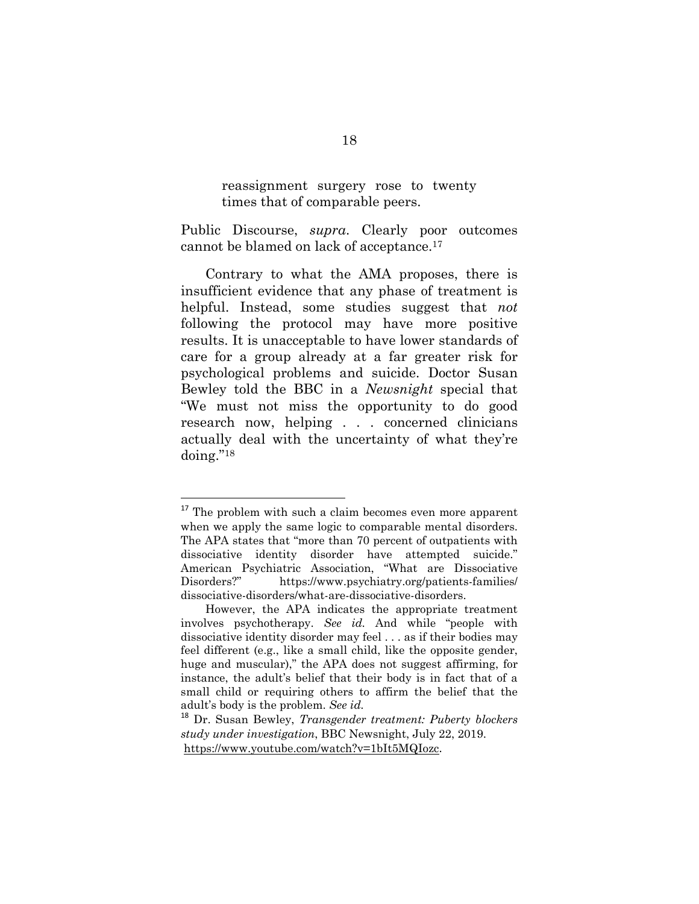> reassignment surgery rose to twenty times that of comparable peers.

Public Discourse, *supra*. Clearly poor outcomes cannot be blamed on lack of acceptance.[17]

Contrary to what the AMA proposes, there is insufficient evidence that any phase of treatment is helpful. Instead, some studies suggest that *not* following the protocol may have more positive results. It is unacceptable to have lower standards of care for a group already at a far greater risk for psychological problems and suicide. Doctor Susan Bewley told the BBC in a *Newsnight* special that "We must not miss the opportunity to do good research now, helping . . . concerned clinicians actually deal with the uncertainty of what they're doing."[18]

---

[17] The problem with such a claim becomes even more apparent when we apply the same logic to comparable mental disorders. The APA states that "more than 70 percent of outpatients with dissociative identity disorder have attempted suicide." American Psychiatric Association, "What are Dissociative Disorders?" https://www.psychiatry.org/patients-families/dissociative-disorders/what-are-dissociative-disorders.

However, the APA indicates the appropriate treatment involves psychotherapy. *See id.* And while "people with dissociative identity disorder may feel . . . as if their bodies may feel different (e.g., like a small child, like the opposite gender, huge and muscular)," the APA does not suggest affirming, for instance, the adult's belief that their body is in fact that of a small child or requiring others to affirm the belief that the adult's body is the problem. *See id.*

[18] Dr. Susan Bewley, *Transgender treatment: Puberty blockers study under investigation*, BBC Newsnight, July 22, 2019. https://www.youtube.com/watch?v=1bIt5MQIozc.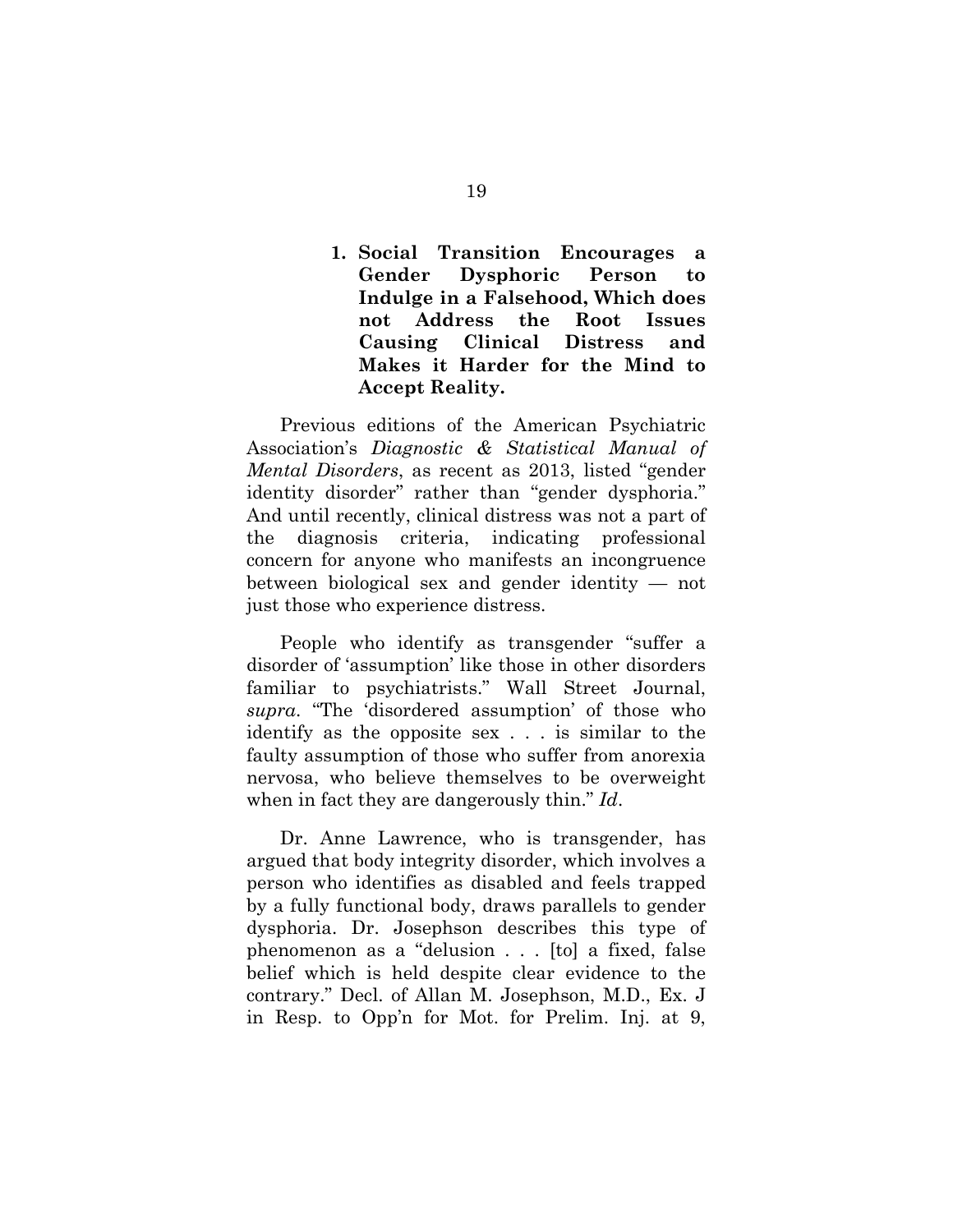### 1. Social Transition Encourages a Gender Dysphoric Person to Indulge in a Falsehood, Which does not Address the Root Issues Causing Clinical Distress and Makes it Harder for the Mind to Accept Reality.

Previous editions of the American Psychiatric Association's *Diagnostic & Statistical Manual of Mental Disorders*, as recent as 2013, listed "gender identity disorder" rather than "gender dysphoria." And until recently, clinical distress was not a part of the diagnosis criteria, indicating professional concern for anyone who manifests an incongruence between biological sex and gender identity — not just those who experience distress.

People who identify as transgender "suffer a disorder of 'assumption' like those in other disorders familiar to psychiatrists." Wall Street Journal, *supra*. "The 'disordered assumption' of those who identify as the opposite sex . . . is similar to the faulty assumption of those who suffer from anorexia nervosa, who believe themselves to be overweight when in fact they are dangerously thin." *Id*.

Dr. Anne Lawrence, who is transgender, has argued that body integrity disorder, which involves a person who identifies as disabled and feels trapped by a fully functional body, draws parallels to gender dysphoria. Dr. Josephson describes this type of phenomenon as a "delusion . . . [to] a fixed, false belief which is held despite clear evidence to the contrary." Decl. of Allan M. Josephson, M.D., Ex. J in Resp. to Opp'n for Mot. for Prelim. Inj. at 9,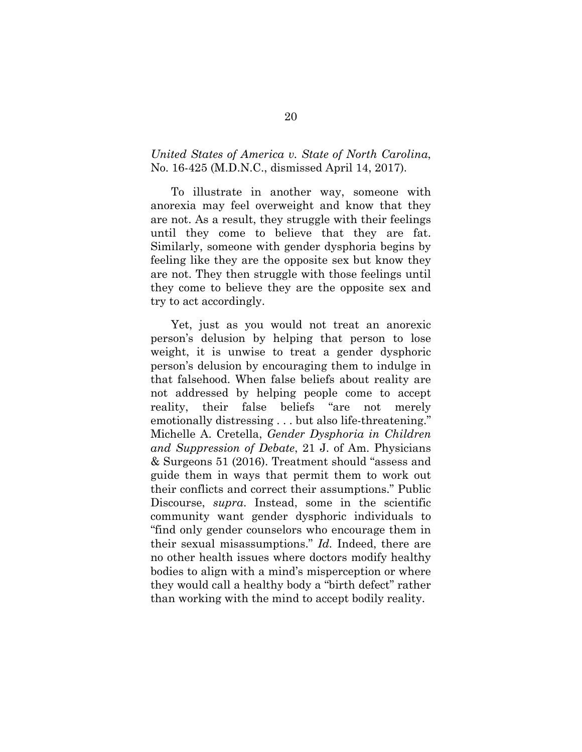*United States of America v. State of North Carolina*, No. 16-425 (M.D.N.C., dismissed April 14, 2017).

To illustrate in another way, someone with anorexia may feel overweight and know that they are not. As a result, they struggle with their feelings until they come to believe that they are fat. Similarly, someone with gender dysphoria begins by feeling like they are the opposite sex but know they are not. They then struggle with those feelings until they come to believe they are the opposite sex and try to act accordingly.

Yet, just as you would not treat an anorexic person's delusion by helping that person to lose weight, it is unwise to treat a gender dysphoric person's delusion by encouraging them to indulge in that falsehood. When false beliefs about reality are not addressed by helping people come to accept reality, their false beliefs "are not merely emotionally distressing . . . but also life-threatening." Michelle A. Cretella, *Gender Dysphoria in Children and Suppression of Debate*, 21 J. of Am. Physicians & Surgeons 51 (2016). Treatment should "assess and guide them in ways that permit them to work out their conflicts and correct their assumptions." Public Discourse, *supra*. Instead, some in the scientific community want gender dysphoric individuals to "find only gender counselors who encourage them in their sexual misassumptions." *Id.* Indeed, there are no other health issues where doctors modify healthy bodies to align with a mind's misperception or where they would call a healthy body a "birth defect" rather than working with the mind to accept bodily reality.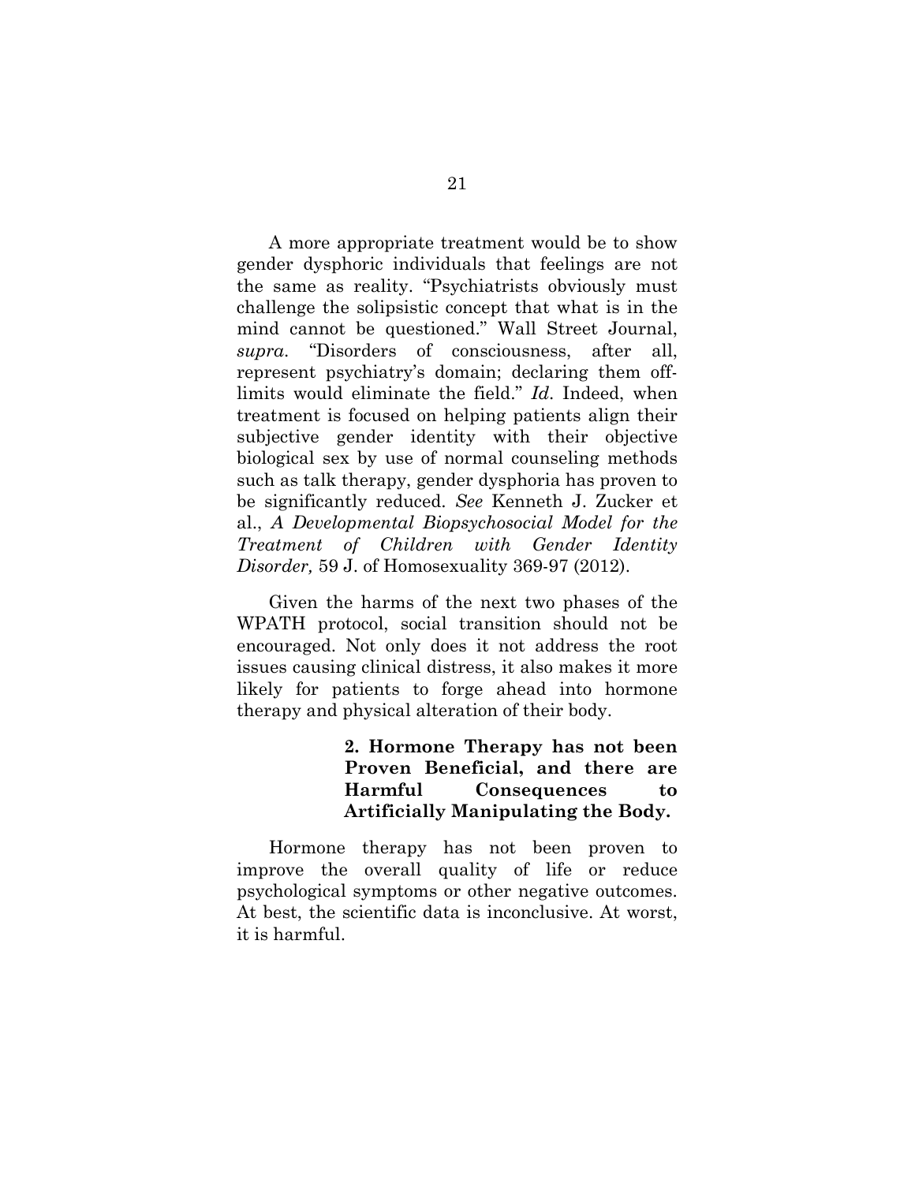A more appropriate treatment would be to show gender dysphoric individuals that feelings are not the same as reality. "Psychiatrists obviously must challenge the solipsistic concept that what is in the mind cannot be questioned." Wall Street Journal, *supra*. "Disorders of consciousness, after all, represent psychiatry's domain; declaring them off-limits would eliminate the field." *Id*. Indeed, when treatment is focused on helping patients align their subjective gender identity with their objective biological sex by use of normal counseling methods such as talk therapy, gender dysphoria has proven to be significantly reduced. *See* Kenneth J. Zucker et al., *A Developmental Biopsychosocial Model for the Treatment of Children with Gender Identity Disorder,* 59 J. of Homosexuality 369-97 (2012).

Given the harms of the next two phases of the WPATH protocol, social transition should not be encouraged. Not only does it not address the root issues causing clinical distress, it also makes it more likely for patients to forge ahead into hormone therapy and physical alteration of their body.

**2. Hormone Therapy has not been Proven Beneficial, and there are Harmful Consequences to Artificially Manipulating the Body.**

Hormone therapy has not been proven to improve the overall quality of life or reduce psychological symptoms or other negative outcomes. At best, the scientific data is inconclusive. At worst, it is harmful.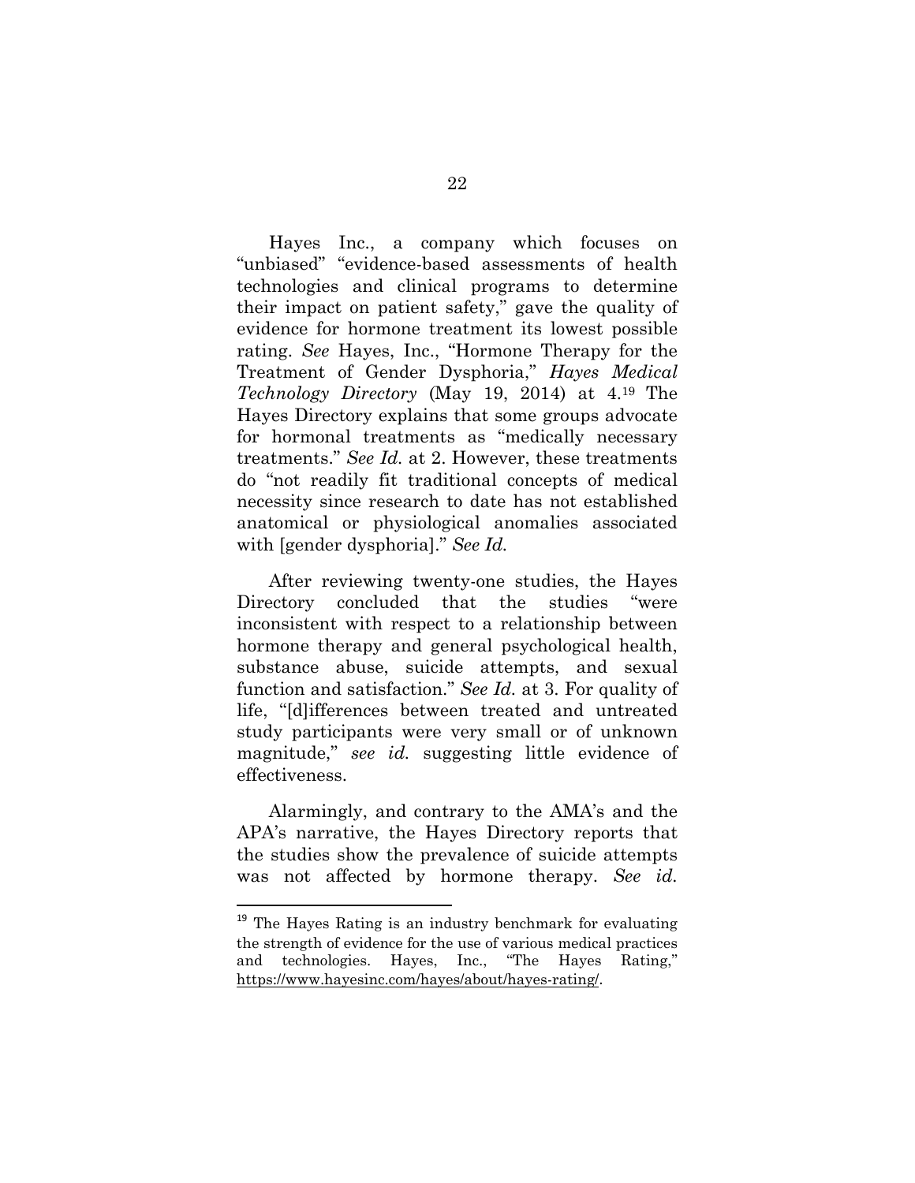Hayes Inc., a company which focuses on "unbiased" "evidence-based assessments of health technologies and clinical programs to determine their impact on patient safety," gave the quality of evidence for hormone treatment its lowest possible rating. *See* Hayes, Inc., "Hormone Therapy for the Treatment of Gender Dysphoria," *Hayes Medical Technology Directory* (May 19, 2014) at 4.[19] The Hayes Directory explains that some groups advocate for hormonal treatments as "medically necessary treatments." *See Id.* at 2. However, these treatments do "not readily fit traditional concepts of medical necessity since research to date has not established anatomical or physiological anomalies associated with [gender dysphoria]." *See Id.*

After reviewing twenty-one studies, the Hayes Directory concluded that the studies "were inconsistent with respect to a relationship between hormone therapy and general psychological health, substance abuse, suicide attempts, and sexual function and satisfaction." *See Id.* at 3. For quality of life, "[d]ifferences between treated and untreated study participants were very small or of unknown magnitude," *see id.* suggesting little evidence of effectiveness.

Alarmingly, and contrary to the AMA's and the APA's narrative, the Hayes Directory reports that the studies show the prevalence of suicide attempts was not affected by hormone therapy. *See id.*

---

[19] The Hayes Rating is an industry benchmark for evaluating the strength of evidence for the use of various medical practices and technologies. Hayes, Inc., "The Hayes Rating," https://www.hayesinc.com/hayes/about/hayes-rating/.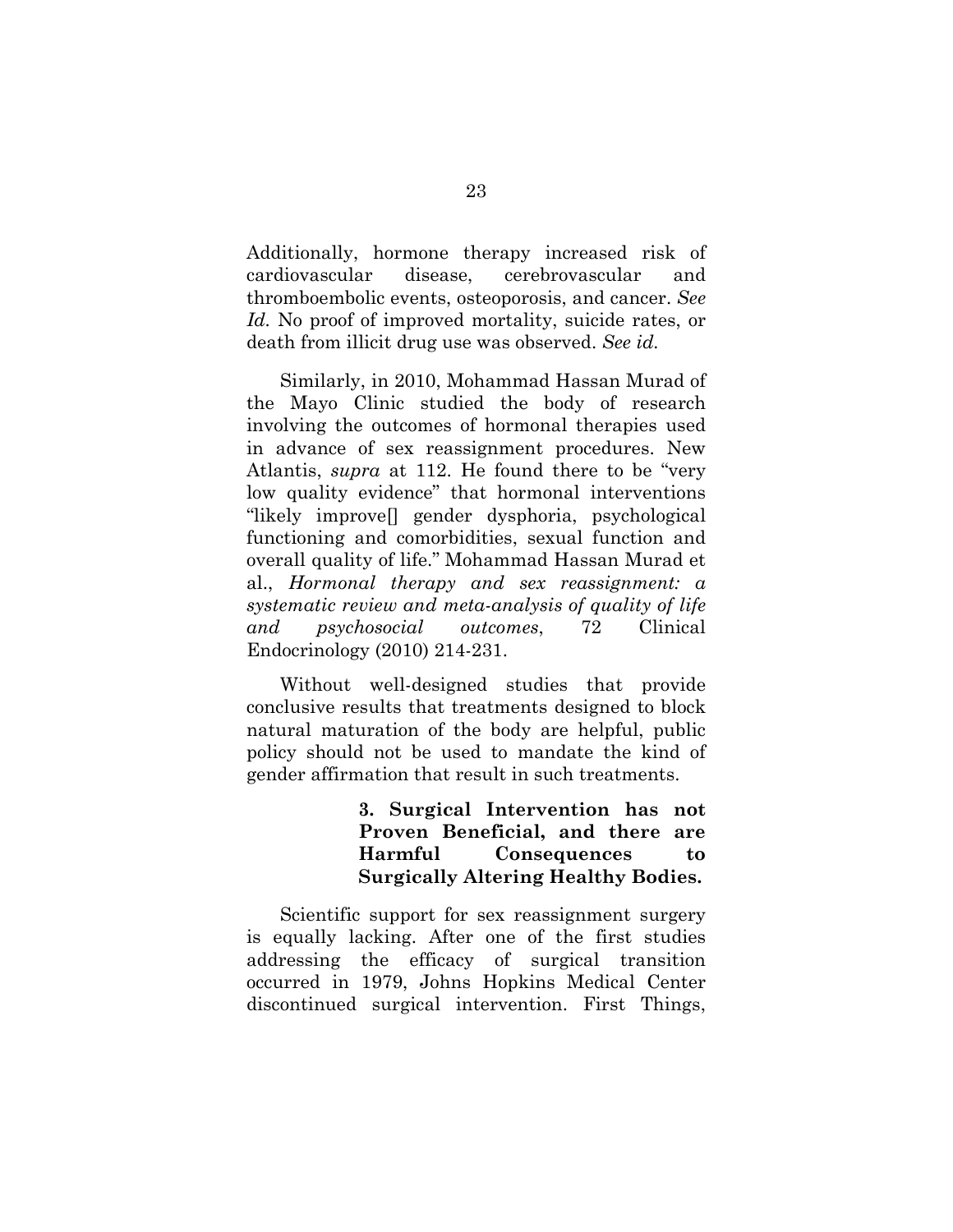Additionally, hormone therapy increased risk of cardiovascular disease, cerebrovascular and thromboembolic events, osteoporosis, and cancer. *See Id.* No proof of improved mortality, suicide rates, or death from illicit drug use was observed. *See id.*

Similarly, in 2010, Mohammad Hassan Murad of the Mayo Clinic studied the body of research involving the outcomes of hormonal therapies used in advance of sex reassignment procedures. New Atlantis, *supra* at 112. He found there to be "very low quality evidence" that hormonal interventions "likely improve[] gender dysphoria, psychological functioning and comorbidities, sexual function and overall quality of life." Mohammad Hassan Murad et al., *Hormonal therapy and sex reassignment: a systematic review and meta-analysis of quality of life and psychosocial outcomes*, 72 Clinical Endocrinology (2010) 214-231.

Without well-designed studies that provide conclusive results that treatments designed to block natural maturation of the body are helpful, public policy should not be used to mandate the kind of gender affirmation that result in such treatments.

### 3. Surgical Intervention has not Proven Beneficial, and there are Harmful Consequences to Surgically Altering Healthy Bodies.

Scientific support for sex reassignment surgery is equally lacking. After one of the first studies addressing the efficacy of surgical transition occurred in 1979, Johns Hopkins Medical Center discontinued surgical intervention. First Things,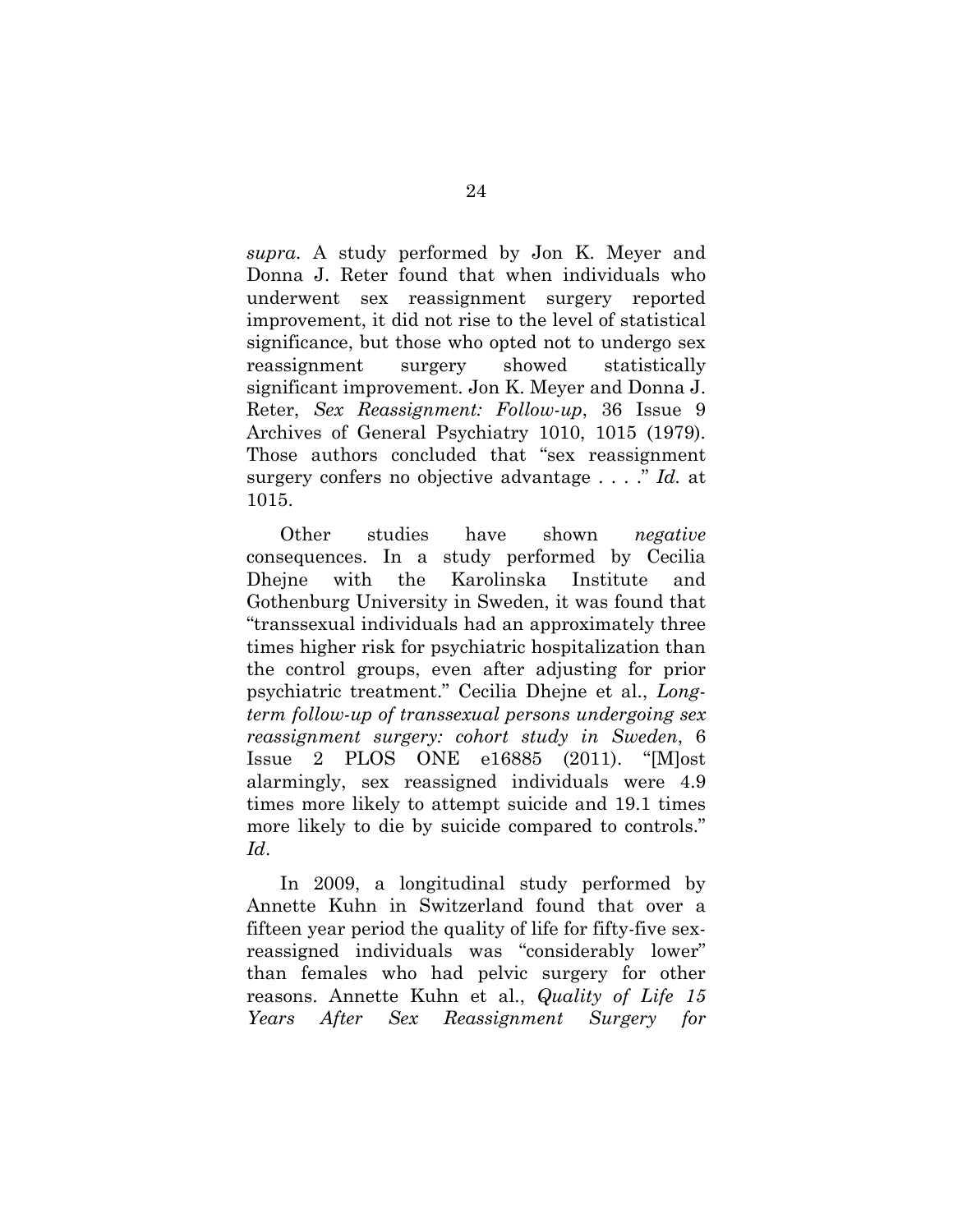*supra*. A study performed by Jon K. Meyer and Donna J. Reter found that when individuals who underwent sex reassignment surgery reported improvement, it did not rise to the level of statistical significance, but those who opted not to undergo sex reassignment surgery showed statistically significant improvement. Jon K. Meyer and Donna J. Reter, *Sex Reassignment: Follow-up*, 36 Issue 9 Archives of General Psychiatry 1010, 1015 (1979). Those authors concluded that "sex reassignment surgery confers no objective advantage . . . ." *Id.* at 1015.

Other studies have shown *negative* consequences. In a study performed by Cecilia Dhejne with the Karolinska Institute and Gothenburg University in Sweden, it was found that "transsexual individuals had an approximately three times higher risk for psychiatric hospitalization than the control groups, even after adjusting for prior psychiatric treatment." Cecilia Dhejne et al., *Long-term follow-up of transsexual persons undergoing sex reassignment surgery: cohort study in Sweden*, 6 Issue 2 PLOS ONE e16885 (2011). "[M]ost alarmingly, sex reassigned individuals were 4.9 times more likely to attempt suicide and 19.1 times more likely to die by suicide compared to controls." *Id*.

In 2009, a longitudinal study performed by Annette Kuhn in Switzerland found that over a fifteen year period the quality of life for fifty-five sex-reassigned individuals was "considerably lower" than females who had pelvic surgery for other reasons. Annette Kuhn et al., *Quality of Life 15 Years After Sex Reassignment Surgery for*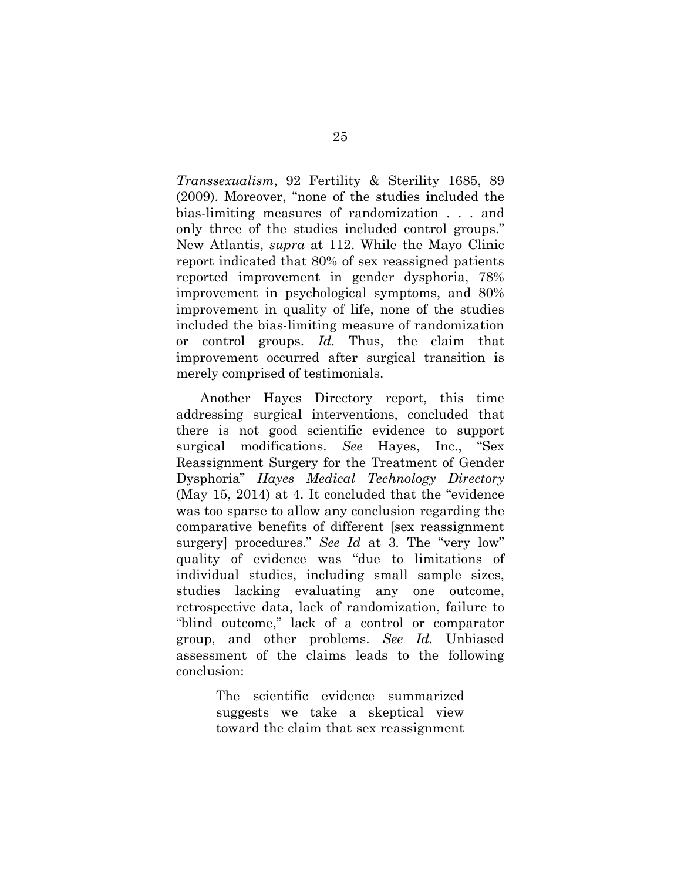*Transsexualism*, 92 Fertility & Sterility 1685, 89 (2009). Moreover, "none of the studies included the bias-limiting measures of randomization . . . and only three of the studies included control groups." New Atlantis, *supra* at 112. While the Mayo Clinic report indicated that 80% of sex reassigned patients reported improvement in gender dysphoria, 78% improvement in psychological symptoms, and 80% improvement in quality of life, none of the studies included the bias-limiting measure of randomization or control groups. *Id.* Thus, the claim that improvement occurred after surgical transition is merely comprised of testimonials.

Another Hayes Directory report, this time addressing surgical interventions, concluded that there is not good scientific evidence to support surgical modifications. *See* Hayes, Inc., "Sex Reassignment Surgery for the Treatment of Gender Dysphoria" *Hayes Medical Technology Directory* (May 15, 2014) at 4. It concluded that the "evidence was too sparse to allow any conclusion regarding the comparative benefits of different [sex reassignment surgery] procedures." *See Id* at 3. The "very low" quality of evidence was "due to limitations of individual studies, including small sample sizes, studies lacking evaluating any one outcome, retrospective data, lack of randomization, failure to "blind outcome," lack of a control or comparator group, and other problems. *See Id.* Unbiased assessment of the claims leads to the following conclusion:

> The scientific evidence summarized suggests we take a skeptical view toward the claim that sex reassignment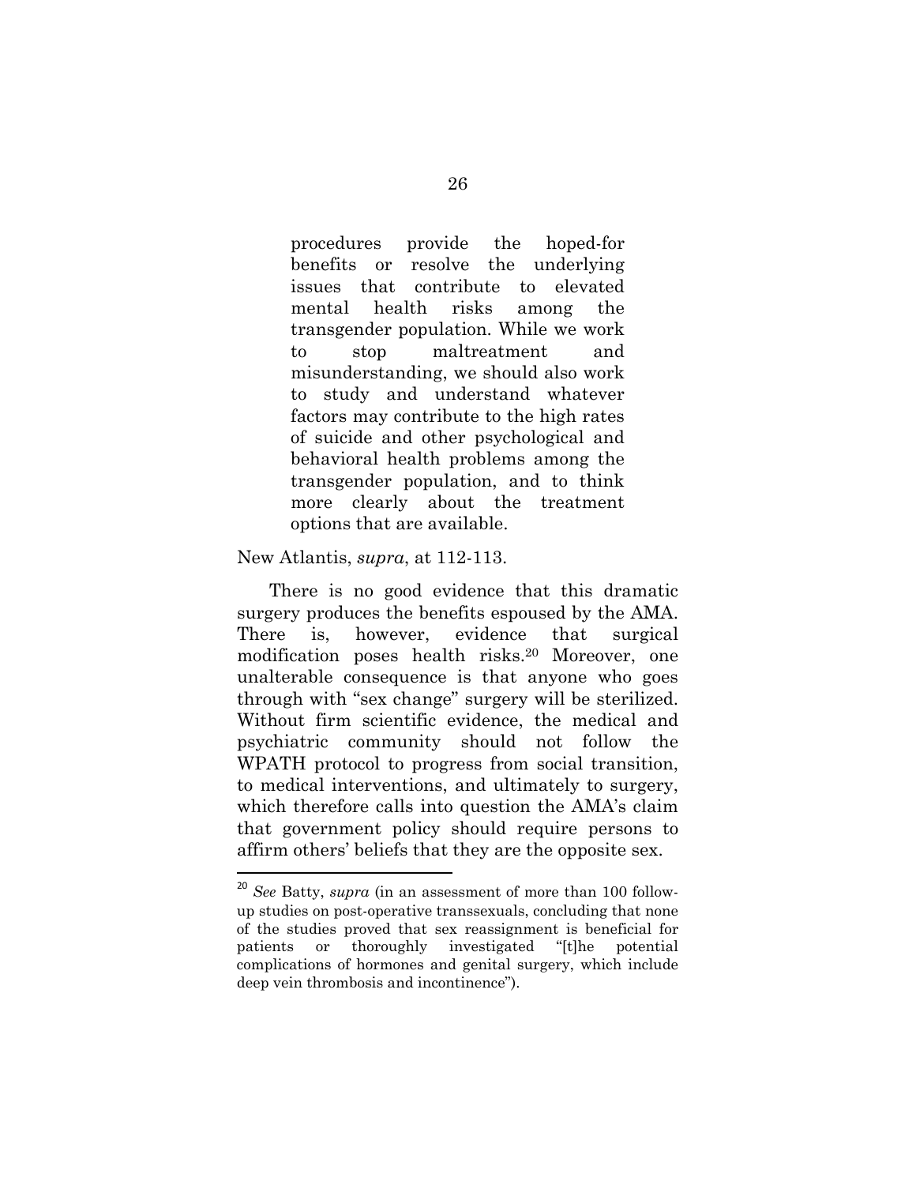> procedures provide the hoped-for benefits or resolve the underlying issues that contribute to elevated mental health risks among the transgender population. While we work to stop maltreatment and misunderstanding, we should also work to study and understand whatever factors may contribute to the high rates of suicide and other psychological and behavioral health problems among the transgender population, and to think more clearly about the treatment options that are available.

New Atlantis, *supra*, at 112-113.

There is no good evidence that this dramatic surgery produces the benefits espoused by the AMA. There is, however, evidence that surgical modification poses health risks.[20] Moreover, one unalterable consequence is that anyone who goes through with "sex change" surgery will be sterilized. Without firm scientific evidence, the medical and psychiatric community should not follow the WPATH protocol to progress from social transition, to medical interventions, and ultimately to surgery, which therefore calls into question the AMA's claim that government policy should require persons to affirm others' beliefs that they are the opposite sex.

---

[20] *See* Batty, *supra* (in an assessment of more than 100 follow-up studies on post-operative transsexuals, concluding that none of the studies proved that sex reassignment is beneficial for patients or thoroughly investigated "[t]he potential complications of hormones and genital surgery, which include deep vein thrombosis and incontinence").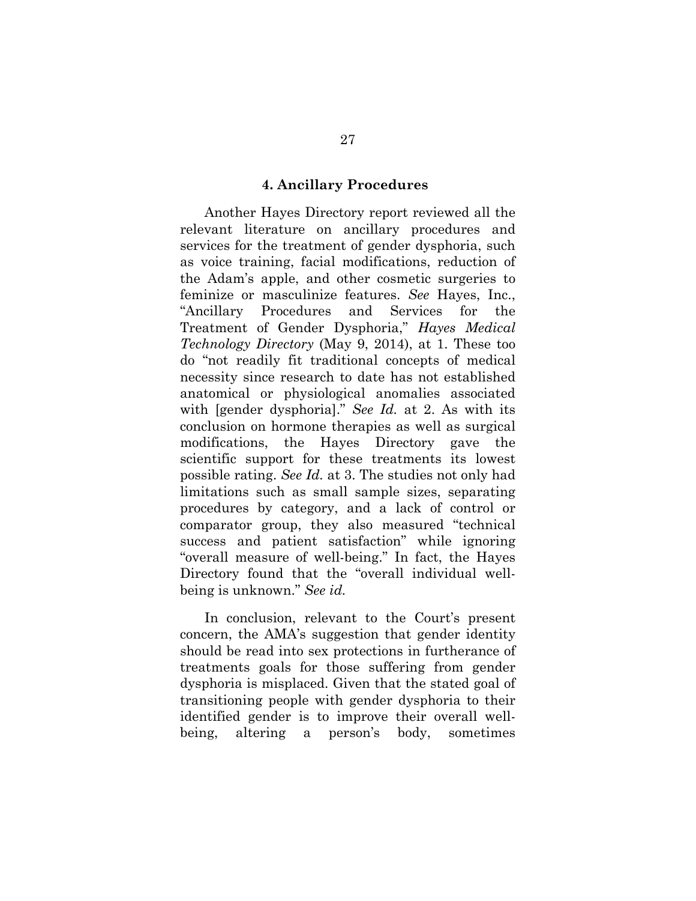### 4. Ancillary Procedures

Another Hayes Directory report reviewed all the relevant literature on ancillary procedures and services for the treatment of gender dysphoria, such as voice training, facial modifications, reduction of the Adam's apple, and other cosmetic surgeries to feminize or masculinize features. *See* Hayes, Inc., "Ancillary Procedures and Services for the Treatment of Gender Dysphoria," *Hayes Medical Technology Directory* (May 9, 2014), at 1. These too do "not readily fit traditional concepts of medical necessity since research to date has not established anatomical or physiological anomalies associated with [gender dysphoria]." *See Id.* at 2. As with its conclusion on hormone therapies as well as surgical modifications, the Hayes Directory gave the scientific support for these treatments its lowest possible rating. *See Id.* at 3. The studies not only had limitations such as small sample sizes, separating procedures by category, and a lack of control or comparator group, they also measured "technical success and patient satisfaction" while ignoring "overall measure of well-being." In fact, the Hayes Directory found that the "overall individual well-being is unknown." *See id.*

In conclusion, relevant to the Court's present concern, the AMA's suggestion that gender identity should be read into sex protections in furtherance of treatments goals for those suffering from gender dysphoria is misplaced. Given that the stated goal of transitioning people with gender dysphoria to their identified gender is to improve their overall well-being, altering a person's body, sometimes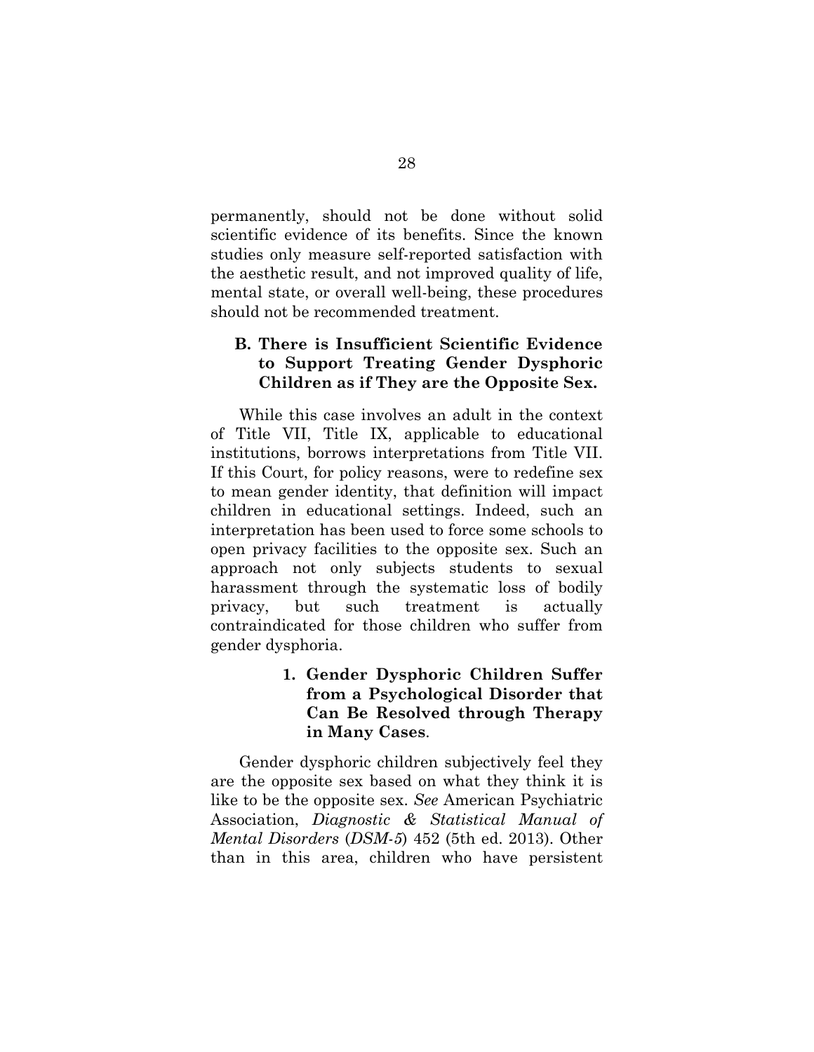permanently, should not be done without solid scientific evidence of its benefits. Since the known studies only measure self-reported satisfaction with the aesthetic result, and not improved quality of life, mental state, or overall well-being, these procedures should not be recommended treatment.

### B. There is Insufficient Scientific Evidence to Support Treating Gender Dysphoric Children as if They are the Opposite Sex.

While this case involves an adult in the context of Title VII, Title IX, applicable to educational institutions, borrows interpretations from Title VII. If this Court, for policy reasons, were to redefine sex to mean gender identity, that definition will impact children in educational settings. Indeed, such an interpretation has been used to force some schools to open privacy facilities to the opposite sex. Such an approach not only subjects students to sexual harassment through the systematic loss of bodily privacy, but such treatment is actually contraindicated for those children who suffer from gender dysphoria.

#### 1. Gender Dysphoric Children Suffer from a Psychological Disorder that Can Be Resolved through Therapy in Many Cases.

Gender dysphoric children subjectively feel they are the opposite sex based on what they think it is like to be the opposite sex. *See* American Psychiatric Association, *Diagnostic & Statistical Manual of Mental Disorders* (*DSM-5*) 452 (5th ed. 2013). Other than in this area, children who have persistent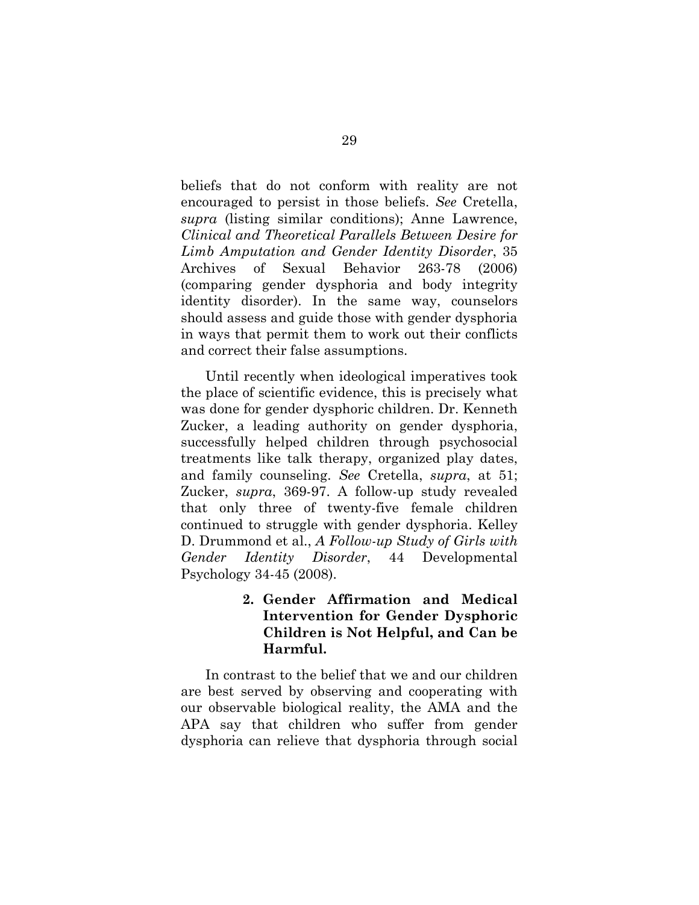beliefs that do not conform with reality are not encouraged to persist in those beliefs. *See* Cretella, *supra* (listing similar conditions); Anne Lawrence, *Clinical and Theoretical Parallels Between Desire for Limb Amputation and Gender Identity Disorder*, 35 Archives of Sexual Behavior 263-78 (2006) (comparing gender dysphoria and body integrity identity disorder). In the same way, counselors should assess and guide those with gender dysphoria in ways that permit them to work out their conflicts and correct their false assumptions.

Until recently when ideological imperatives took the place of scientific evidence, this is precisely what was done for gender dysphoric children. Dr. Kenneth Zucker, a leading authority on gender dysphoria, successfully helped children through psychosocial treatments like talk therapy, organized play dates, and family counseling. *See* Cretella, *supra*, at 51; Zucker, *supra*, 369-97. A follow-up study revealed that only three of twenty-five female children continued to struggle with gender dysphoria. Kelley D. Drummond et al., *A Follow-up Study of Girls with Gender Identity Disorder*, 44 Developmental Psychology 34-45 (2008).

### 2. Gender Affirmation and Medical Intervention for Gender Dysphoric Children is Not Helpful, and Can be Harmful.

In contrast to the belief that we and our children are best served by observing and cooperating with our observable biological reality, the AMA and the APA say that children who suffer from gender dysphoria can relieve that dysphoria through social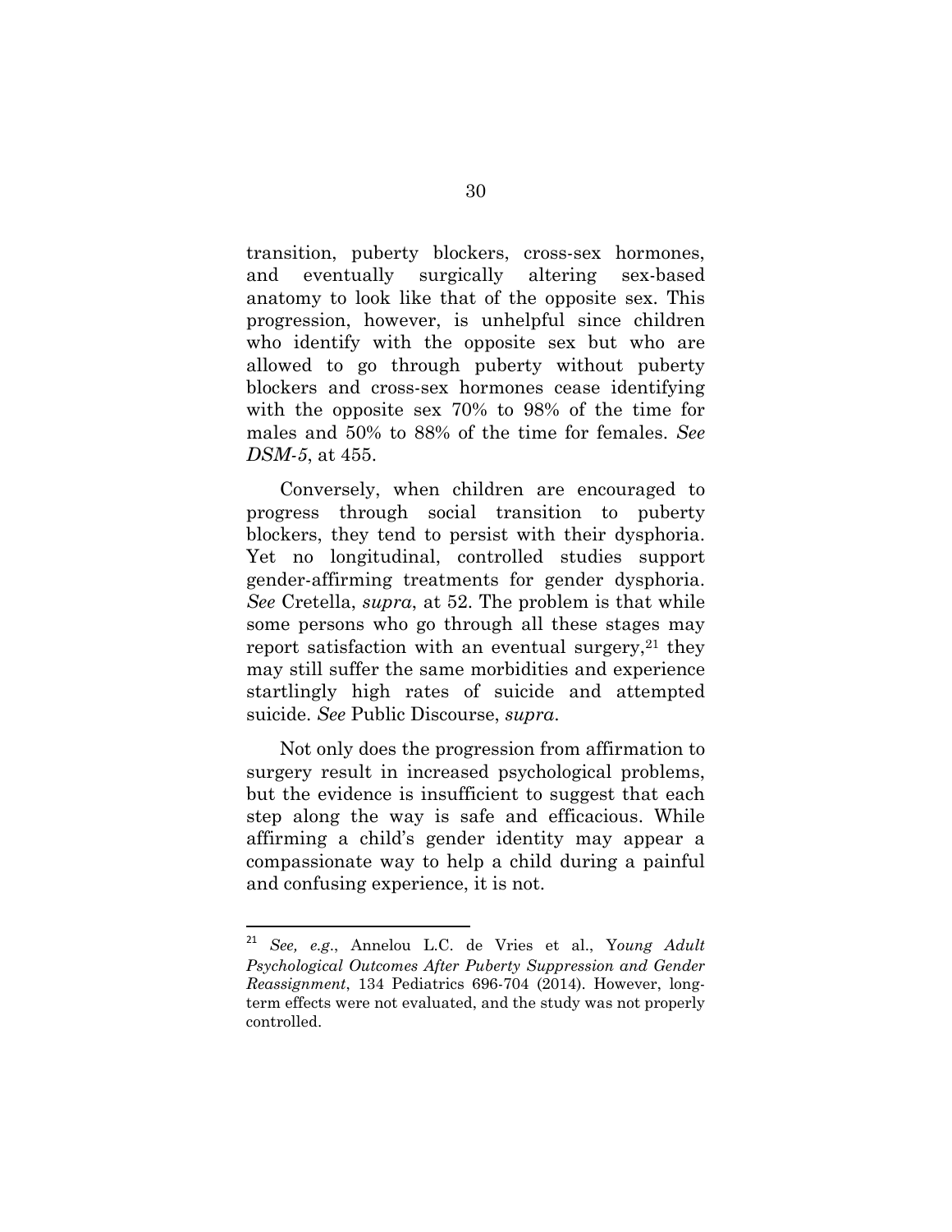transition, puberty blockers, cross-sex hormones, and eventually surgically altering sex-based anatomy to look like that of the opposite sex. This progression, however, is unhelpful since children who identify with the opposite sex but who are allowed to go through puberty without puberty blockers and cross-sex hormones cease identifying with the opposite sex 70% to 98% of the time for males and 50% to 88% of the time for females. *See DSM-5*, at 455.

Conversely, when children are encouraged to progress through social transition to puberty blockers, they tend to persist with their dysphoria. Yet no longitudinal, controlled studies support gender-affirming treatments for gender dysphoria. *See* Cretella, *supra*, at 52. The problem is that while some persons who go through all these stages may report satisfaction with an eventual surgery,[21] they may still suffer the same morbidities and experience startlingly high rates of suicide and attempted suicide. *See* Public Discourse, *supra*.

Not only does the progression from affirmation to surgery result in increased psychological problems, but the evidence is insufficient to suggest that each step along the way is safe and efficacious. While affirming a child's gender identity may appear a compassionate way to help a child during a painful and confusing experience, it is not.

---

[21] *See, e.g.*, Annelou L.C. de Vries et al., Y*oung Adult Psychological Outcomes After Puberty Suppression and Gender Reassignment*, 134 Pediatrics 696-704 (2014). However, long-term effects were not evaluated, and the study was not properly controlled.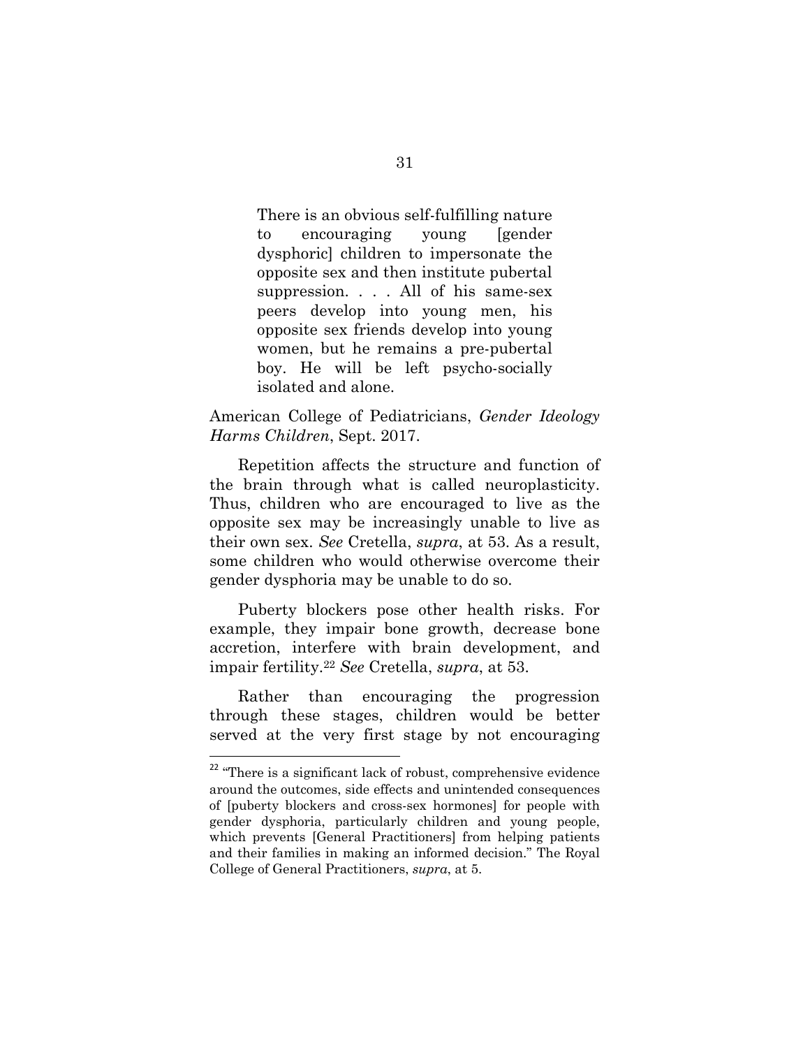> There is an obvious self-fulfilling nature to encouraging young [gender dysphoric] children to impersonate the opposite sex and then institute pubertal suppression. . . . All of his same-sex peers develop into young men, his opposite sex friends develop into young women, but he remains a pre-pubertal boy. He will be left psycho-socially isolated and alone.

American College of Pediatricians, *Gender Ideology Harms Children*, Sept. 2017.

Repetition affects the structure and function of the brain through what is called neuroplasticity. Thus, children who are encouraged to live as the opposite sex may be increasingly unable to live as their own sex. *See* Cretella, *supra*, at 53. As a result, some children who would otherwise overcome their gender dysphoria may be unable to do so.

Puberty blockers pose other health risks. For example, they impair bone growth, decrease bone accretion, interfere with brain development, and impair fertility.[22] *See* Cretella, *supra*, at 53.

Rather than encouraging the progression through these stages, children would be better served at the very first stage by not encouraging

---

[22] "There is a significant lack of robust, comprehensive evidence around the outcomes, side effects and unintended consequences of [puberty blockers and cross-sex hormones] for people with gender dysphoria, particularly children and young people, which prevents [General Practitioners] from helping patients and their families in making an informed decision." The Royal College of General Practitioners, *supra*, at 5.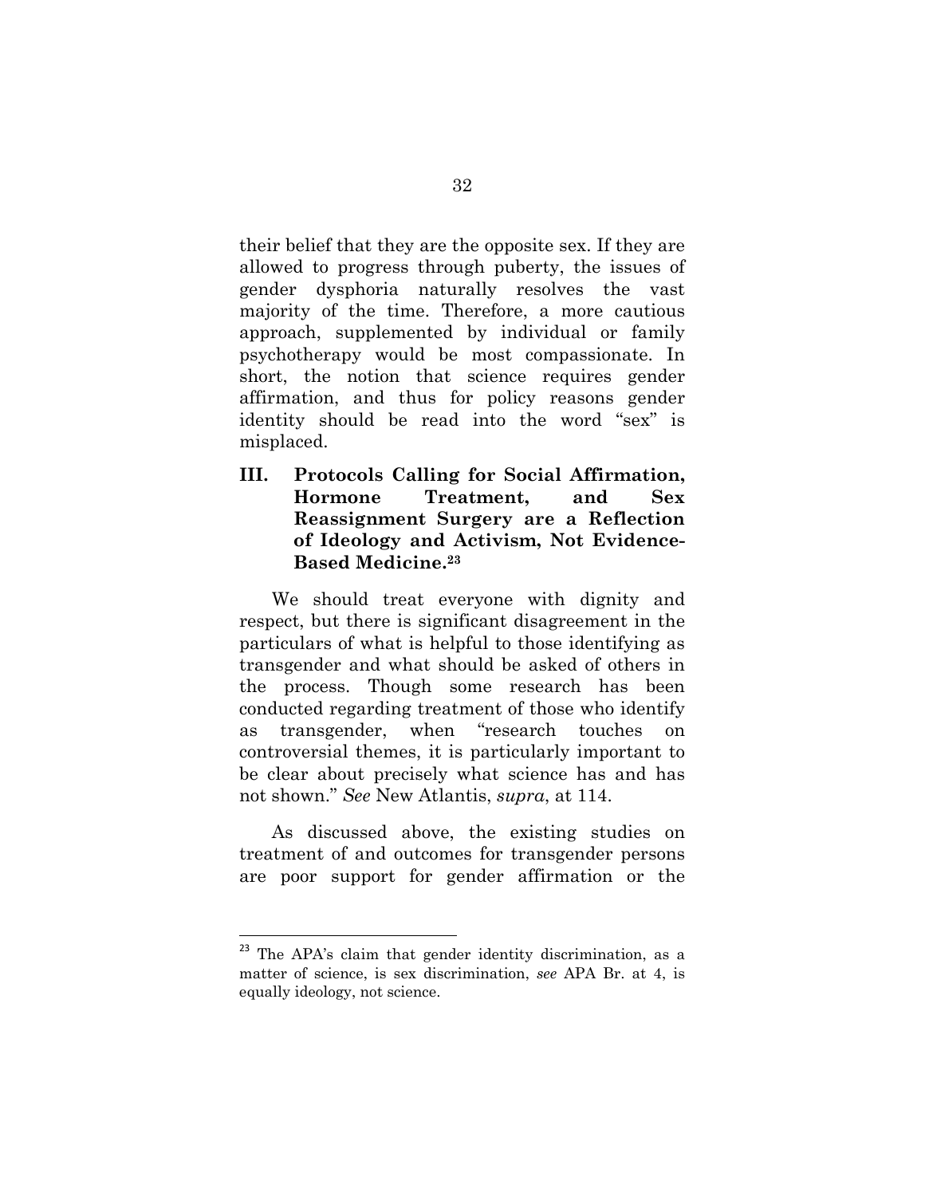their belief that they are the opposite sex. If they are allowed to progress through puberty, the issues of gender dysphoria naturally resolves the vast majority of the time. Therefore, a more cautious approach, supplemented by individual or family psychotherapy would be most compassionate. In short, the notion that science requires gender affirmation, and thus for policy reasons gender identity should be read into the word "sex" is misplaced.

### III. Protocols Calling for Social Affirmation, Hormone Treatment, and Sex Reassignment Surgery are a Reflection of Ideology and Activism, Not Evidence-Based Medicine.[23]

We should treat everyone with dignity and respect, but there is significant disagreement in the particulars of what is helpful to those identifying as transgender and what should be asked of others in the process. Though some research has been conducted regarding treatment of those who identify as transgender, when "research touches on controversial themes, it is particularly important to be clear about precisely what science has and has not shown." *See* New Atlantis, *supra*, at 114.

As discussed above, the existing studies on treatment of and outcomes for transgender persons are poor support for gender affirmation or the

---

[23] The APA's claim that gender identity discrimination, as a matter of science, is sex discrimination, *see* APA Br. at 4, is equally ideology, not science.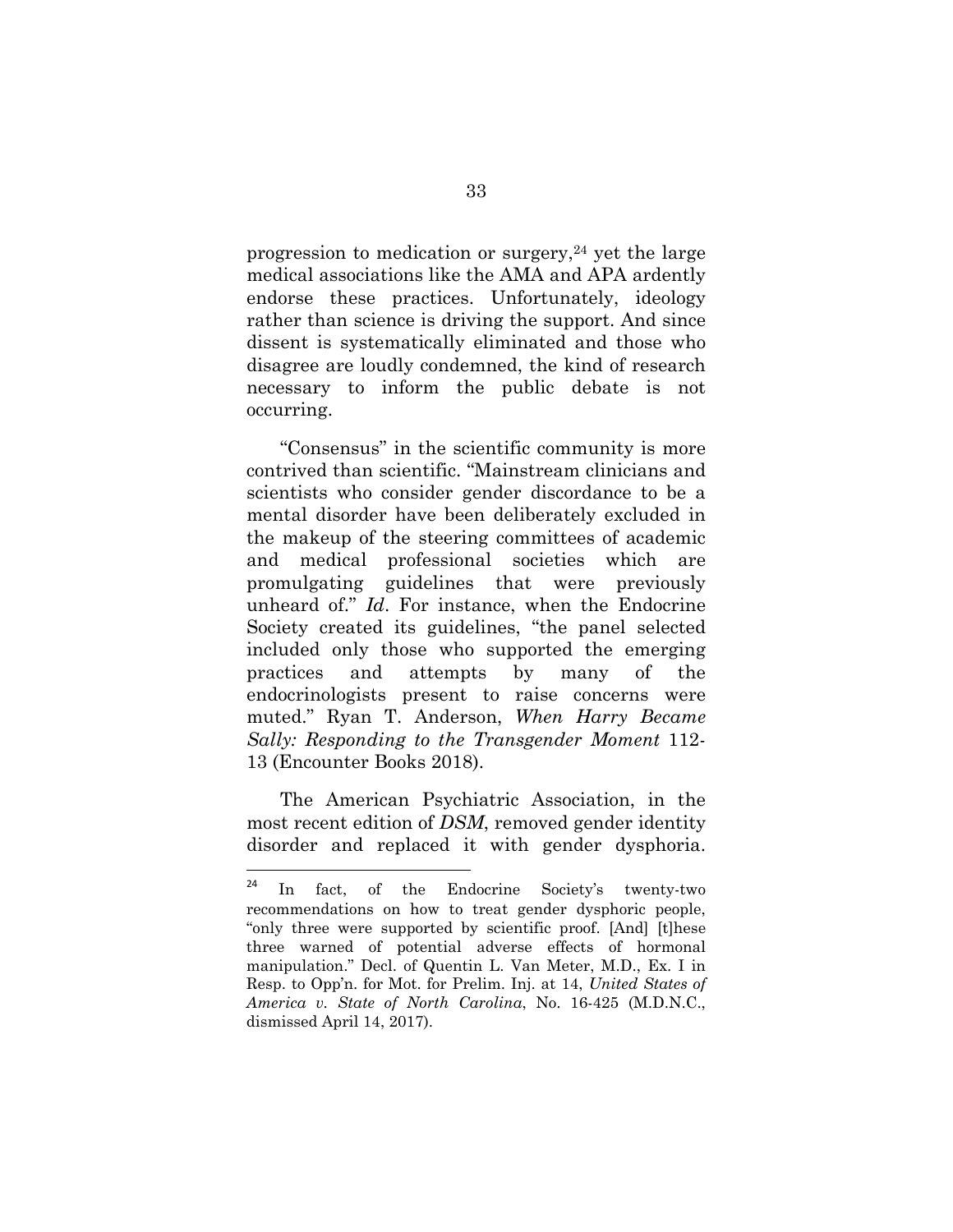progression to medication or surgery,[24] yet the large medical associations like the AMA and APA ardently endorse these practices. Unfortunately, ideology rather than science is driving the support. And since dissent is systematically eliminated and those who disagree are loudly condemned, the kind of research necessary to inform the public debate is not occurring.

"Consensus" in the scientific community is more contrived than scientific. "Mainstream clinicians and scientists who consider gender discordance to be a mental disorder have been deliberately excluded in the makeup of the steering committees of academic and medical professional societies which are promulgating guidelines that were previously unheard of." *Id*. For instance, when the Endocrine Society created its guidelines, "the panel selected included only those who supported the emerging practices and attempts by many of the endocrinologists present to raise concerns were muted." Ryan T. Anderson, *When Harry Became Sally: Responding to the Transgender Moment* 112-13 (Encounter Books 2018).

The American Psychiatric Association, in the most recent edition of *DSM*, removed gender identity disorder and replaced it with gender dysphoria.

---

[24] In fact, of the Endocrine Society's twenty-two recommendations on how to treat gender dysphoric people, "only three were supported by scientific proof. [And] [t]hese three warned of potential adverse effects of hormonal manipulation." Decl. of Quentin L. Van Meter, M.D., Ex. I in Resp. to Opp'n. for Mot. for Prelim. Inj. at 14, *United States of America v. State of North Carolina*, No. 16-425 (M.D.N.C., dismissed April 14, 2017).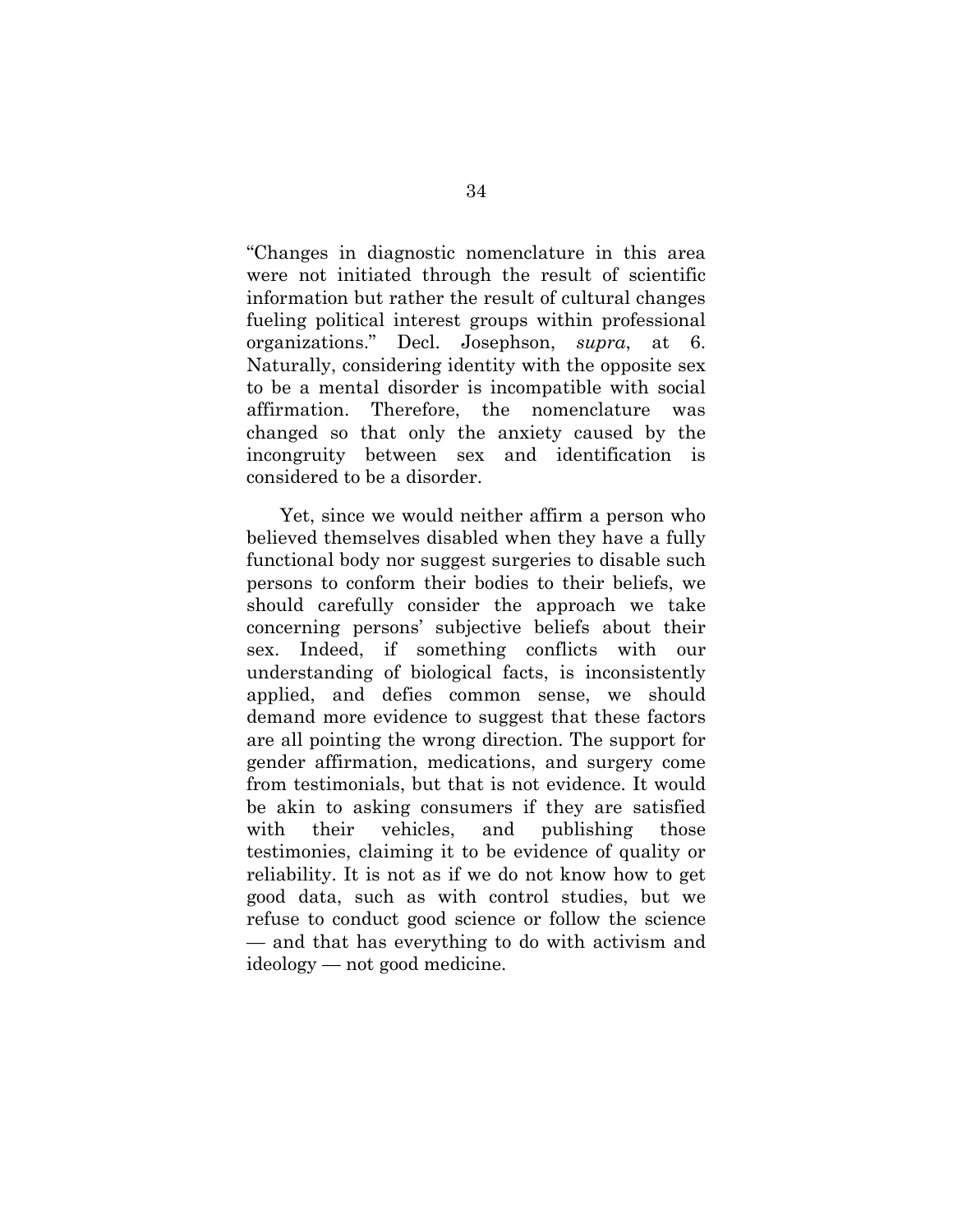"Changes in diagnostic nomenclature in this area were not initiated through the result of scientific information but rather the result of cultural changes fueling political interest groups within professional organizations." Decl. Josephson, *supra*, at 6. Naturally, considering identity with the opposite sex to be a mental disorder is incompatible with social affirmation. Therefore, the nomenclature was changed so that only the anxiety caused by the incongruity between sex and identification is considered to be a disorder.

Yet, since we would neither affirm a person who believed themselves disabled when they have a fully functional body nor suggest surgeries to disable such persons to conform their bodies to their beliefs, we should carefully consider the approach we take concerning persons' subjective beliefs about their sex. Indeed, if something conflicts with our understanding of biological facts, is inconsistently applied, and defies common sense, we should demand more evidence to suggest that these factors are all pointing the wrong direction. The support for gender affirmation, medications, and surgery come from testimonials, but that is not evidence. It would be akin to asking consumers if they are satisfied with their vehicles, and publishing those testimonies, claiming it to be evidence of quality or reliability. It is not as if we do not know how to get good data, such as with control studies, but we refuse to conduct good science or follow the science — and that has everything to do with activism and ideology — not good medicine.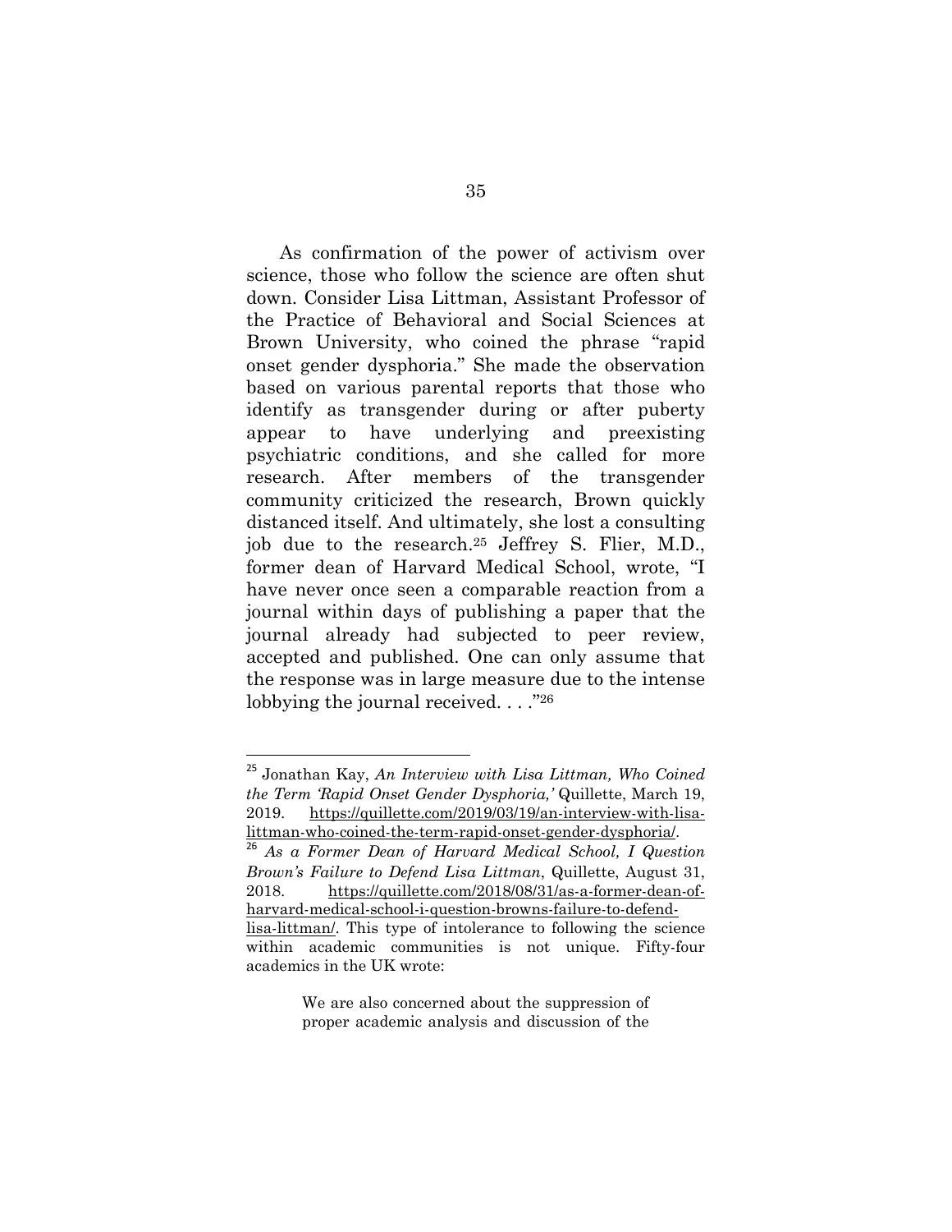As confirmation of the power of activism over science, those who follow the science are often shut down. Consider Lisa Littman, Assistant Professor of the Practice of Behavioral and Social Sciences at Brown University, who coined the phrase "rapid onset gender dysphoria." She made the observation based on various parental reports that those who identify as transgender during or after puberty appear to have underlying and preexisting psychiatric conditions, and she called for more research. After members of the transgender community criticized the research, Brown quickly distanced itself. And ultimately, she lost a consulting job due to the research.[25] Jeffrey S. Flier, M.D., former dean of Harvard Medical School, wrote, "I have never once seen a comparable reaction from a journal within days of publishing a paper that the journal already had subjected to peer review, accepted and published. One can only assume that the response was in large measure due to the intense lobbying the journal received. . . ."[26]

---

[25] Jonathan Kay, *An Interview with Lisa Littman, Who Coined the Term 'Rapid Onset Gender Dysphoria,'* Quillette, March 19, 2019. https://quillette.com/2019/03/19/an-interview-with-lisa-littman-who-coined-the-term-rapid-onset-gender-dysphoria/.

[26] *As a Former Dean of Harvard Medical School, I Question Brown's Failure to Defend Lisa Littman*, Quillette, August 31, 2018. https://quillette.com/2018/08/31/as-a-former-dean-of-harvard-medical-school-i-question-browns-failure-to-defend-lisa-littman/. This type of intolerance to following the science within academic communities is not unique. Fifty-four academics in the UK wrote:

> We are also concerned about the suppression of proper academic analysis and discussion of the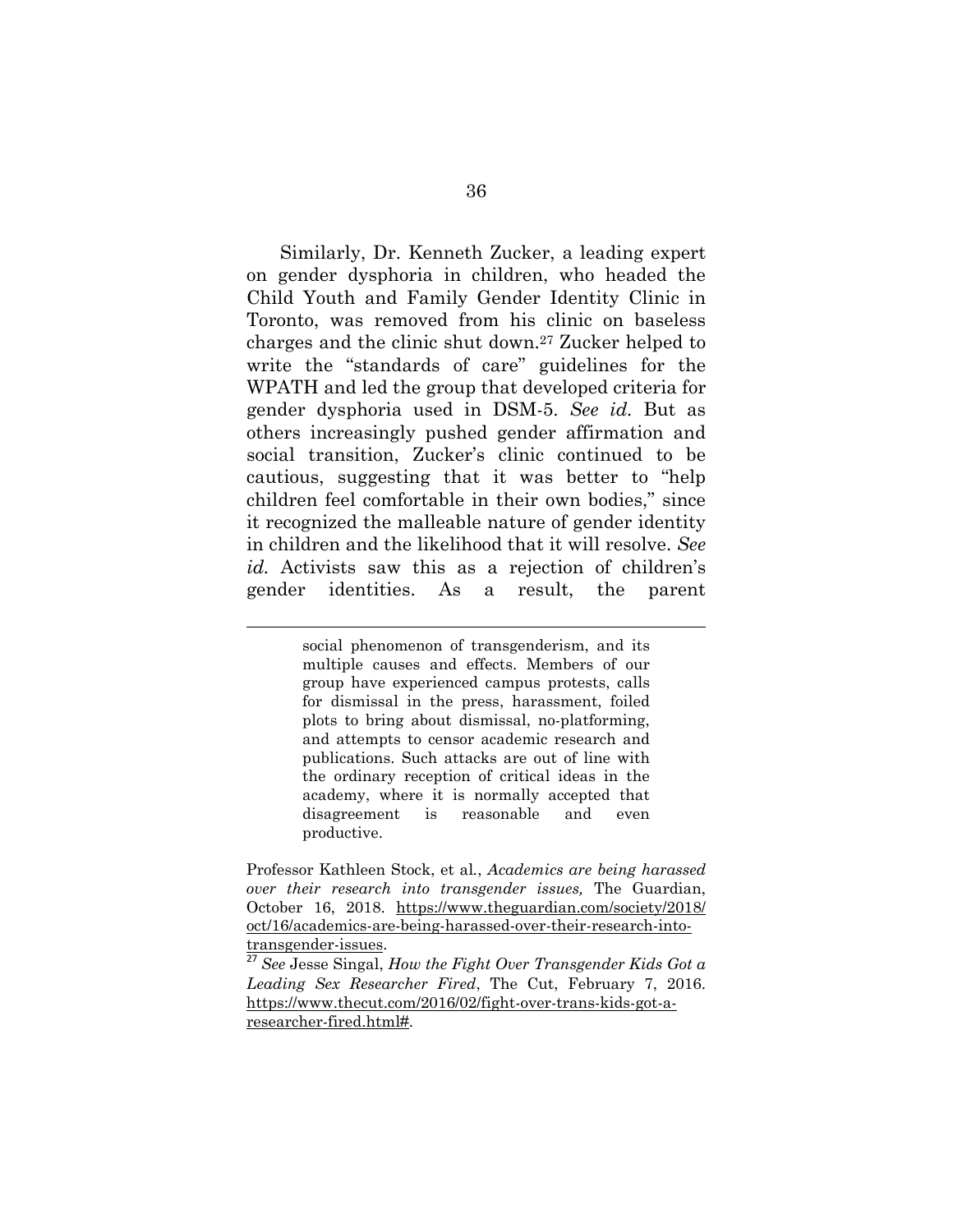Similarly, Dr. Kenneth Zucker, a leading expert on gender dysphoria in children, who headed the Child Youth and Family Gender Identity Clinic in Toronto, was removed from his clinic on baseless charges and the clinic shut down.[27] Zucker helped to write the "standards of care" guidelines for the WPATH and led the group that developed criteria for gender dysphoria used in DSM-5. *See id.* But as others increasingly pushed gender affirmation and social transition, Zucker's clinic continued to be cautious, suggesting that it was better to "help children feel comfortable in their own bodies," since it recognized the malleable nature of gender identity in children and the likelihood that it will resolve. *See id.* Activists saw this as a rejection of children's gender identities. As a result, the parent

> social phenomenon of transgenderism, and its multiple causes and effects. Members of our group have experienced campus protests, calls for dismissal in the press, harassment, foiled plots to bring about dismissal, no-platforming, and attempts to censor academic research and publications. Such attacks are out of line with the ordinary reception of critical ideas in the academy, where it is normally accepted that disagreement is reasonable and even productive.

Professor Kathleen Stock, et al., *Academics are being harassed over their research into transgender issues,* The Guardian, October 16, 2018. https://www.theguardian.com/society/2018/oct/16/academics-are-being-harassed-over-their-research-into-transgender-issues.

[27] *See* Jesse Singal, *How the Fight Over Transgender Kids Got a Leading Sex Researcher Fired*, The Cut, February 7, 2016. https://www.thecut.com/2016/02/fight-over-trans-kids-got-a-researcher-fired.html#.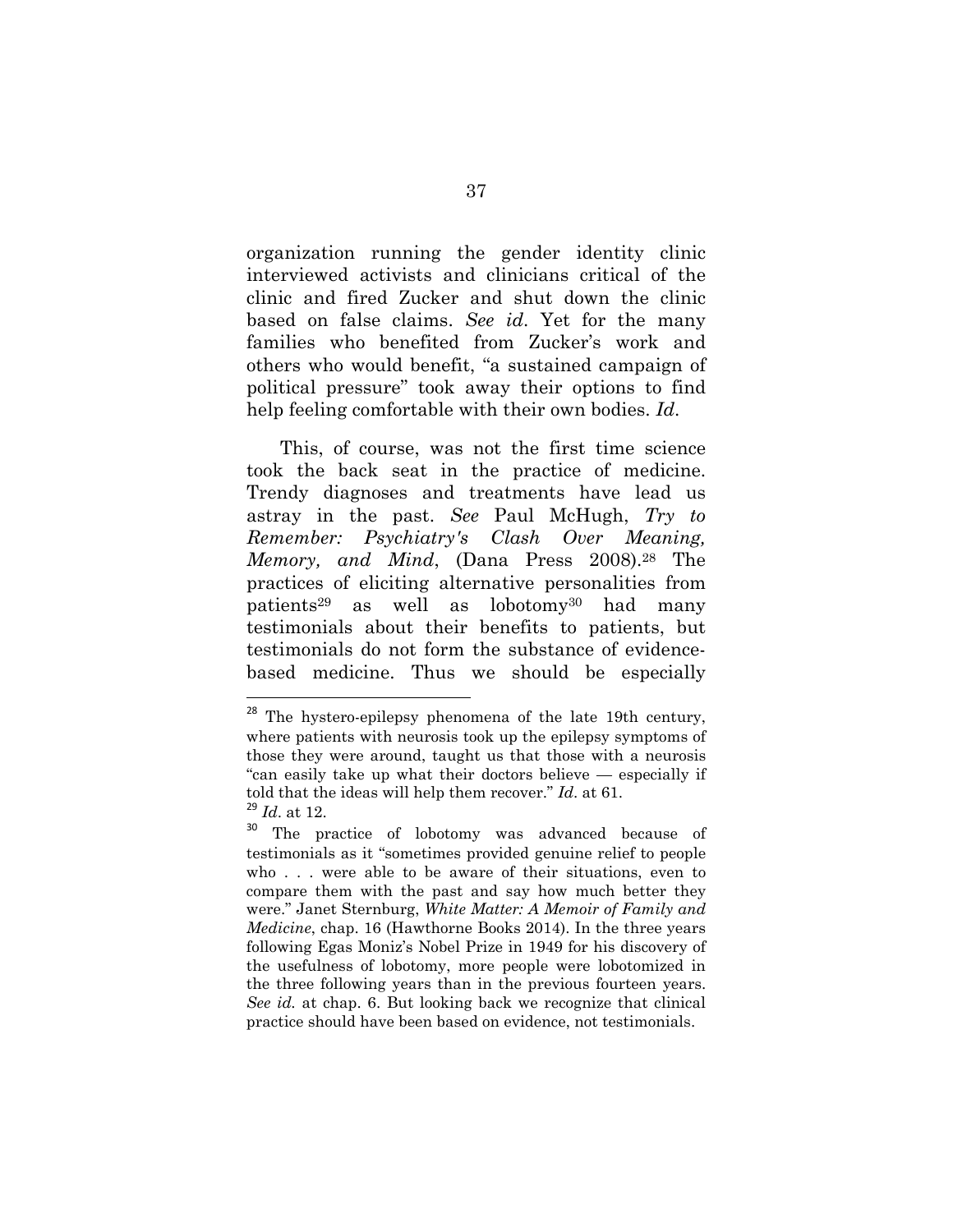organization running the gender identity clinic interviewed activists and clinicians critical of the clinic and fired Zucker and shut down the clinic based on false claims. *See id*. Yet for the many families who benefited from Zucker's work and others who would benefit, "a sustained campaign of political pressure" took away their options to find help feeling comfortable with their own bodies. *Id*.

This, of course, was not the first time science took the back seat in the practice of medicine. Trendy diagnoses and treatments have lead us astray in the past. *See* Paul McHugh, *Try to Remember: Psychiatry's Clash Over Meaning, Memory, and Mind*, (Dana Press 2008).[28] The practices of eliciting alternative personalities from patients[29] as well as lobotomy[30] had many testimonials about their benefits to patients, but testimonials do not form the substance of evidence-based medicine. Thus we should be especially

---

[28] The hystero-epilepsy phenomena of the late 19th century, where patients with neurosis took up the epilepsy symptoms of those they were around, taught us that those with a neurosis "can easily take up what their doctors believe — especially if told that the ideas will help them recover." *Id*. at 61.

[29] *Id*. at 12.

[30] The practice of lobotomy was advanced because of testimonials as it "sometimes provided genuine relief to people who . . . were able to be aware of their situations, even to compare them with the past and say how much better they were." Janet Sternburg, *White Matter: A Memoir of Family and Medicine*, chap. 16 (Hawthorne Books 2014). In the three years following Egas Moniz's Nobel Prize in 1949 for his discovery of the usefulness of lobotomy, more people were lobotomized in the three following years than in the previous fourteen years. *See id.* at chap. 6. But looking back we recognize that clinical practice should have been based on evidence, not testimonials.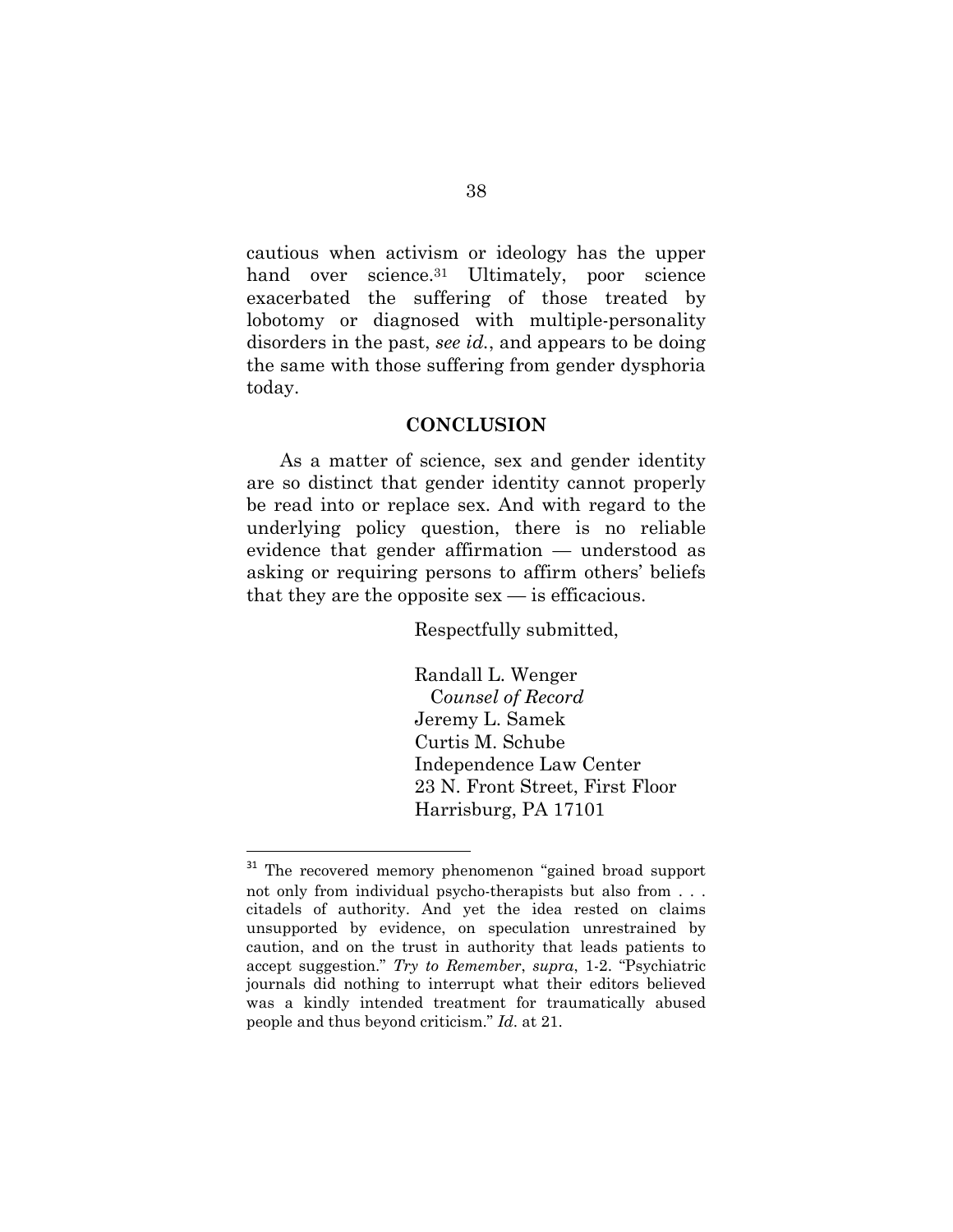cautious when activism or ideology has the upper hand over science.[31] Ultimately, poor science exacerbated the suffering of those treated by lobotomy or diagnosed with multiple-personality disorders in the past, *see id.*, and appears to be doing the same with those suffering from gender dysphoria today.

## CONCLUSION

As a matter of science, sex and gender identity are so distinct that gender identity cannot properly be read into or replace sex. And with regard to the underlying policy question, there is no reliable evidence that gender affirmation — understood as asking or requiring persons to affirm others' beliefs that they are the opposite sex — is efficacious.

Respectfully submitted,

Randall L. Wenger
*Counsel of Record*
Jeremy L. Samek
Curtis M. Schube
Independence Law Center
23 N. Front Street, First Floor
Harrisburg, PA 17101

---

[31] The recovered memory phenomenon "gained broad support not only from individual psycho-therapists but also from . . . citadels of authority. And yet the idea rested on claims unsupported by evidence, on speculation unrestrained by caution, and on the trust in authority that leads patients to accept suggestion." *Try to Remember*, *supra*, 1-2. "Psychiatric journals did nothing to interrupt what their editors believed was a kindly intended treatment for traumatically abused people and thus beyond criticism." *Id*. at 21.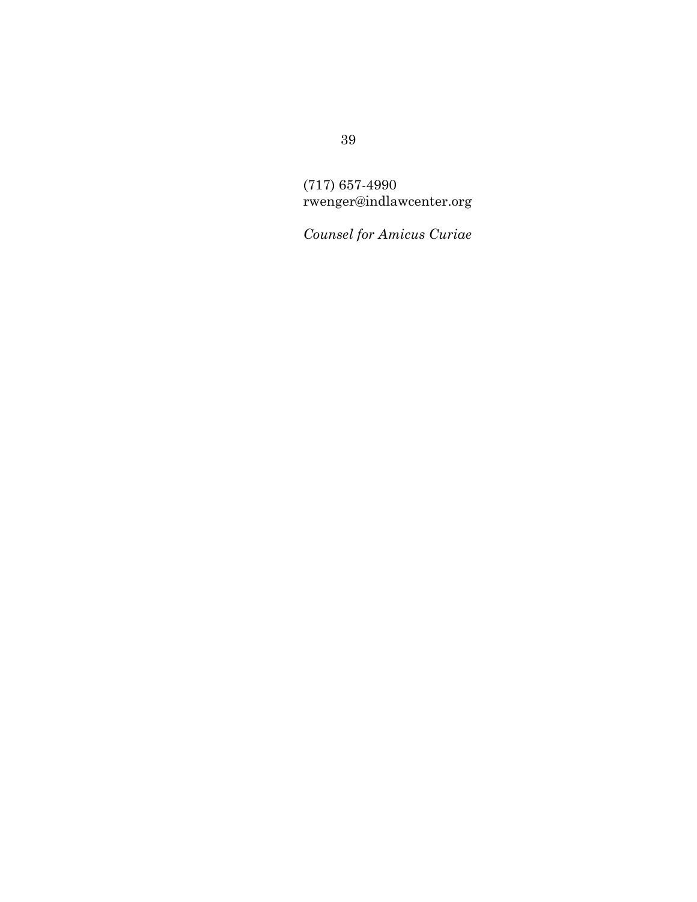(717) 657-4990
rwenger@indlawcenter.org

*Counsel for Amicus Curiae*